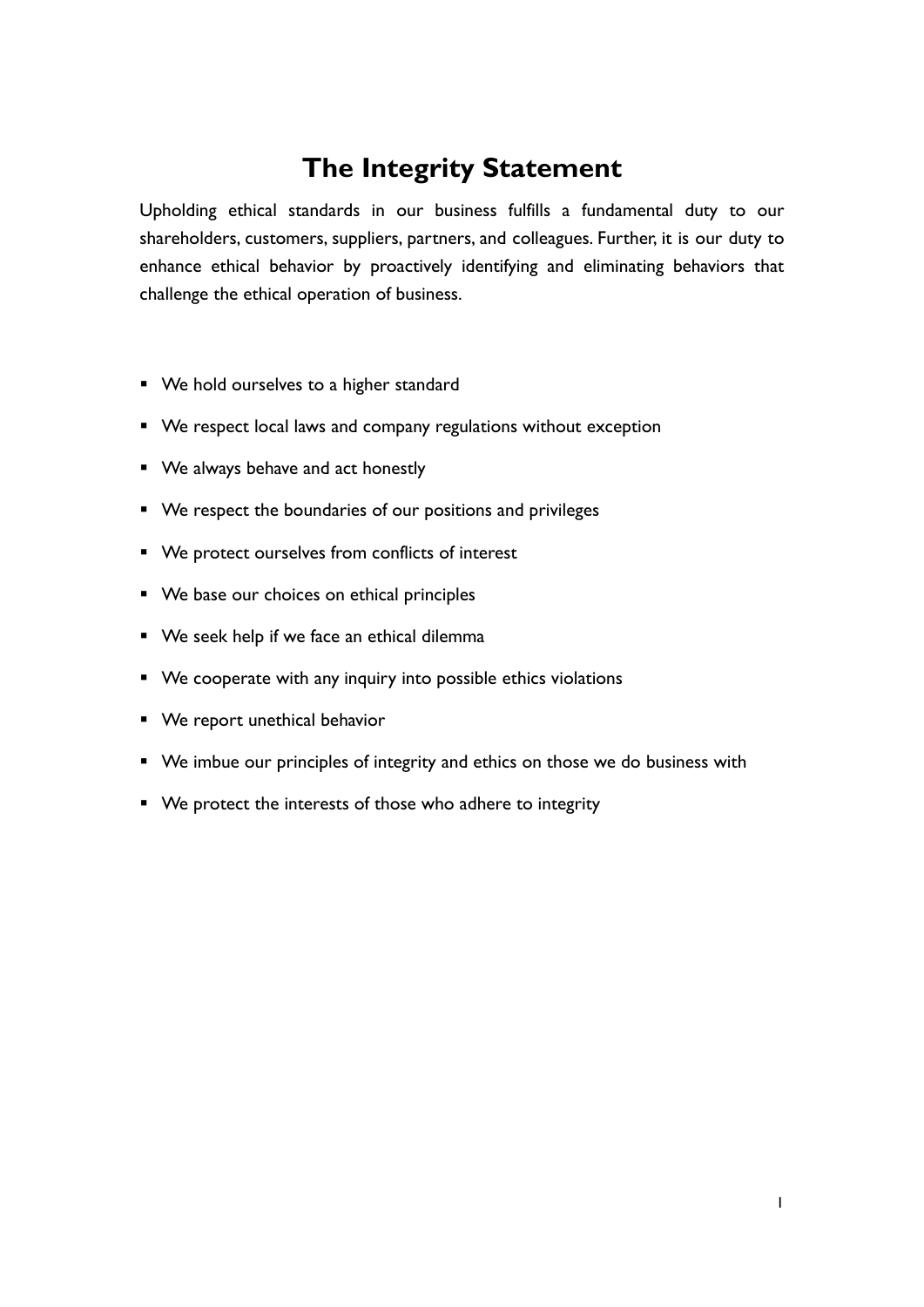# The Integrity Statement

Upholding ethical standards in our business fulfills a fundamental duty to our shareholders, customers, suppliers, partners, and colleagues. Further, it is our duty to enhance ethical behavior by proactively identifying and eliminating behaviors that challenge the ethical operation of business.

- We hold ourselves to a higher standard
- We respect local laws and company regulations without exception
- We always behave and act honestly
- We respect the boundaries of our positions and privileges
- We protect ourselves from conflicts of interest
- We base our choices on ethical principles
- We seek help if we face an ethical dilemma
- We cooperate with any inquiry into possible ethics violations
- We report unethical behavior
- We imbue our principles of integrity and ethics on those we do business with
- We protect the interests of those who adhere to integrity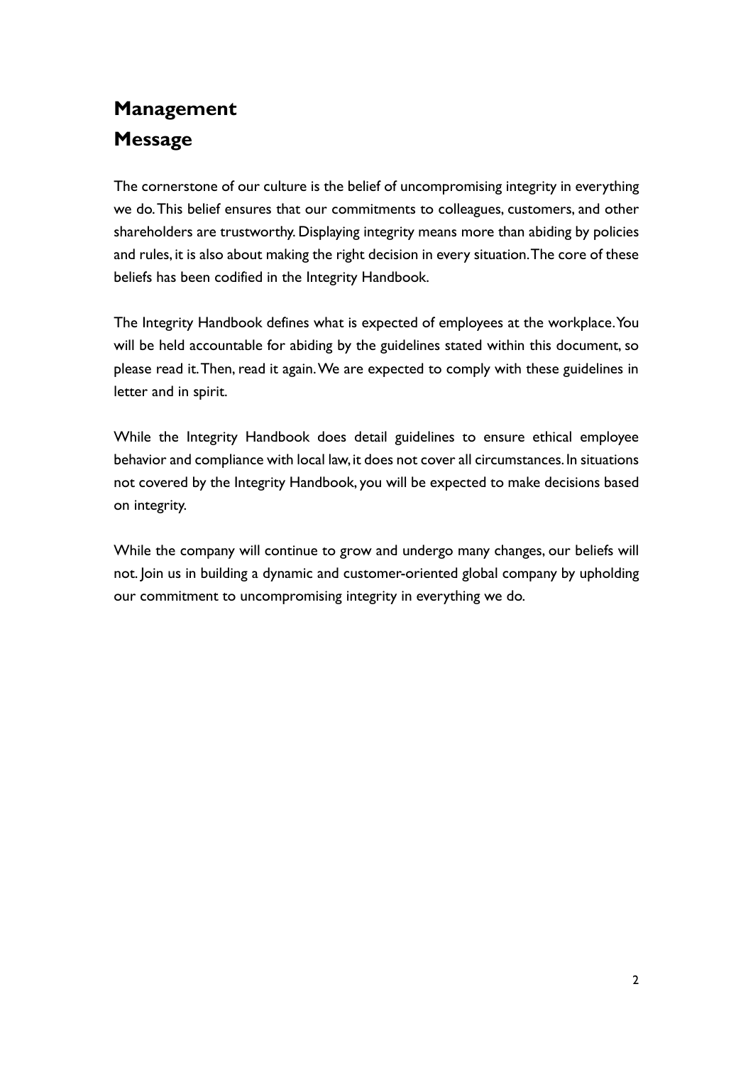# Management Message

The cornerstone of our culture is the belief of uncompromising integrity in everything we do. This belief ensures that our commitments to colleagues, customers, and other shareholders are trustworthy. Displaying integrity means more than abiding by policies and rules, it is also about making the right decision in every situation. The core of these beliefs has been codified in the Integrity Handbook.

The Integrity Handbook defines what is expected of employees at the workplace. You will be held accountable for abiding by the guidelines stated within this document, so please read it. Then, read it again. We are expected to comply with these guidelines in letter and in spirit.

While the Integrity Handbook does detail guidelines to ensure ethical employee behavior and compliance with local law, it does not cover all circumstances. In situations not covered by the Integrity Handbook, you will be expected to make decisions based on integrity.

While the company will continue to grow and undergo many changes, our beliefs will not. Join us in building a dynamic and customer-oriented global company by upholding our commitment to uncompromising integrity in everything we do.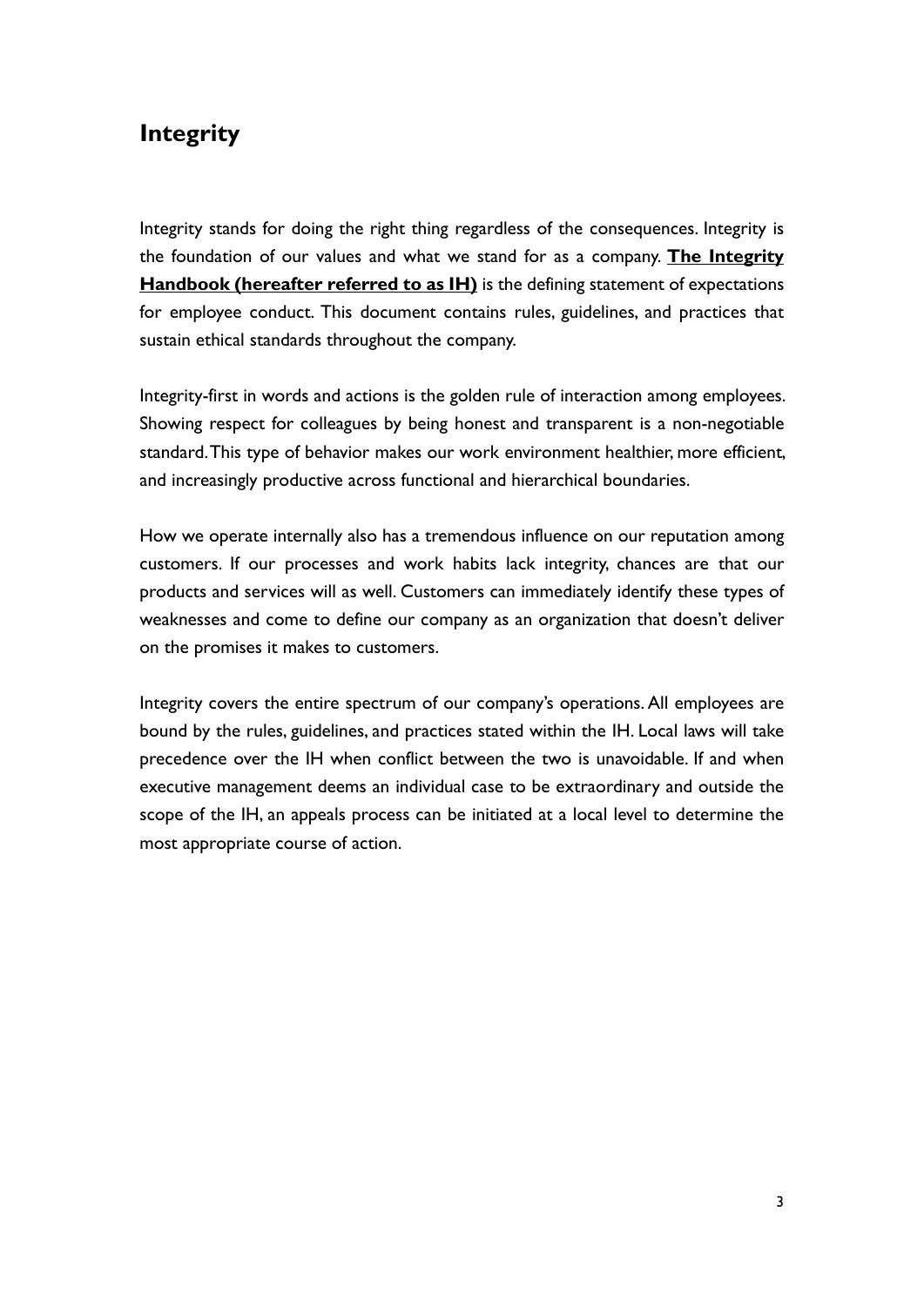## Integrity

Integrity stands for doing the right thing regardless of the consequences. Integrity is the foundation of our values and what we stand for as a company. **The Integrity Handbook (hereafter referred to as IH)** is the defining statement of expectations for employee conduct. This document contains rules, guidelines, and practices that sustain ethical standards throughout the company.

Integrity-first in words and actions is the golden rule of interaction among employees. Showing respect for colleagues by being honest and transparent is a non-negotiable standard. This type of behavior makes our work environment healthier, more efficient, and increasingly productive across functional and hierarchical boundaries.

How we operate internally also has a tremendous influence on our reputation among customers. If our processes and work habits lack integrity, chances are that our products and services will as well. Customers can immediately identify these types of weaknesses and come to define our company as an organization that doesn't deliver on the promises it makes to customers.

Integrity covers the entire spectrum of our company's operations. All employees are bound by the rules, guidelines, and practices stated within the IH. Local laws will take precedence over the IH when conflict between the two is unavoidable. If and when executive management deems an individual case to be extraordinary and outside the scope of the IH, an appeals process can be initiated at a local level to determine the most appropriate course of action.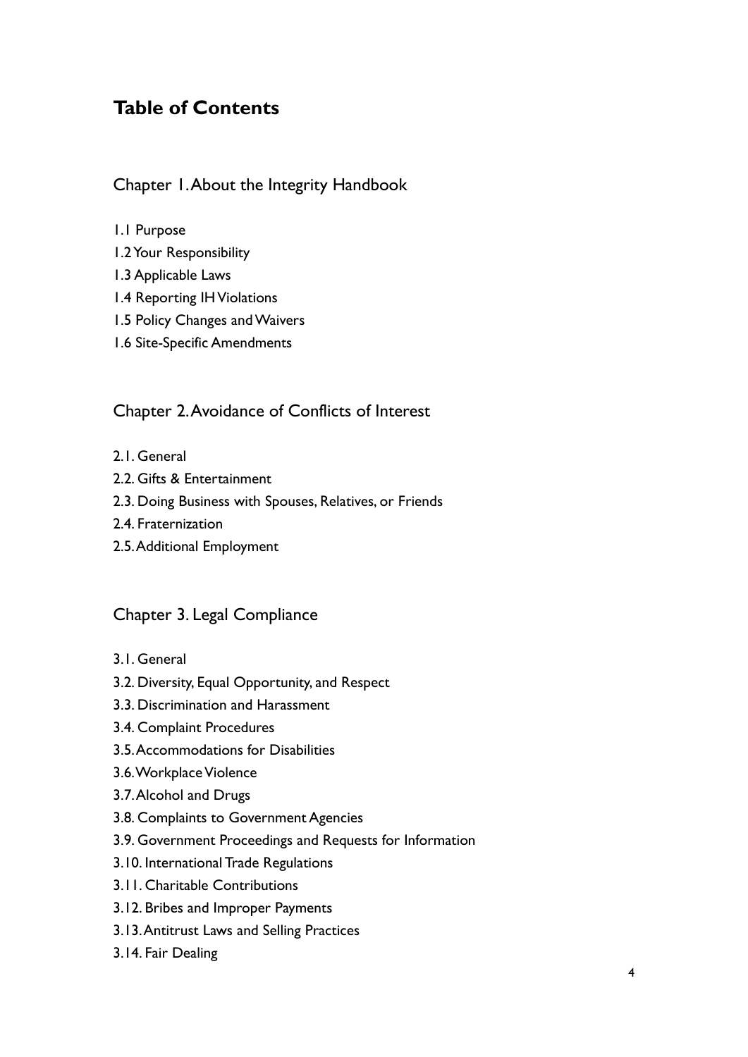# Table of Contents

## Chapter 1. About the Integrity Handbook

1.1 Purpose
1.2 Your Responsibility
1.3 Applicable Laws
1.4 Reporting IH Violations
1.5 Policy Changes and Waivers
1.6 Site-Specific Amendments

## Chapter 2. Avoidance of Conflicts of Interest

2.1. General
2.2. Gifts & Entertainment
2.3. Doing Business with Spouses, Relatives, or Friends
2.4. Fraternization
2.5. Additional Employment

## Chapter 3. Legal Compliance

3.1. General
3.2. Diversity, Equal Opportunity, and Respect
3.3. Discrimination and Harassment
3.4. Complaint Procedures
3.5. Accommodations for Disabilities
3.6. Workplace Violence
3.7. Alcohol and Drugs
3.8. Complaints to Government Agencies
3.9. Government Proceedings and Requests for Information
3.10. International Trade Regulations
3.11. Charitable Contributions
3.12. Bribes and Improper Payments
3.13. Antitrust Laws and Selling Practices
3.14. Fair Dealing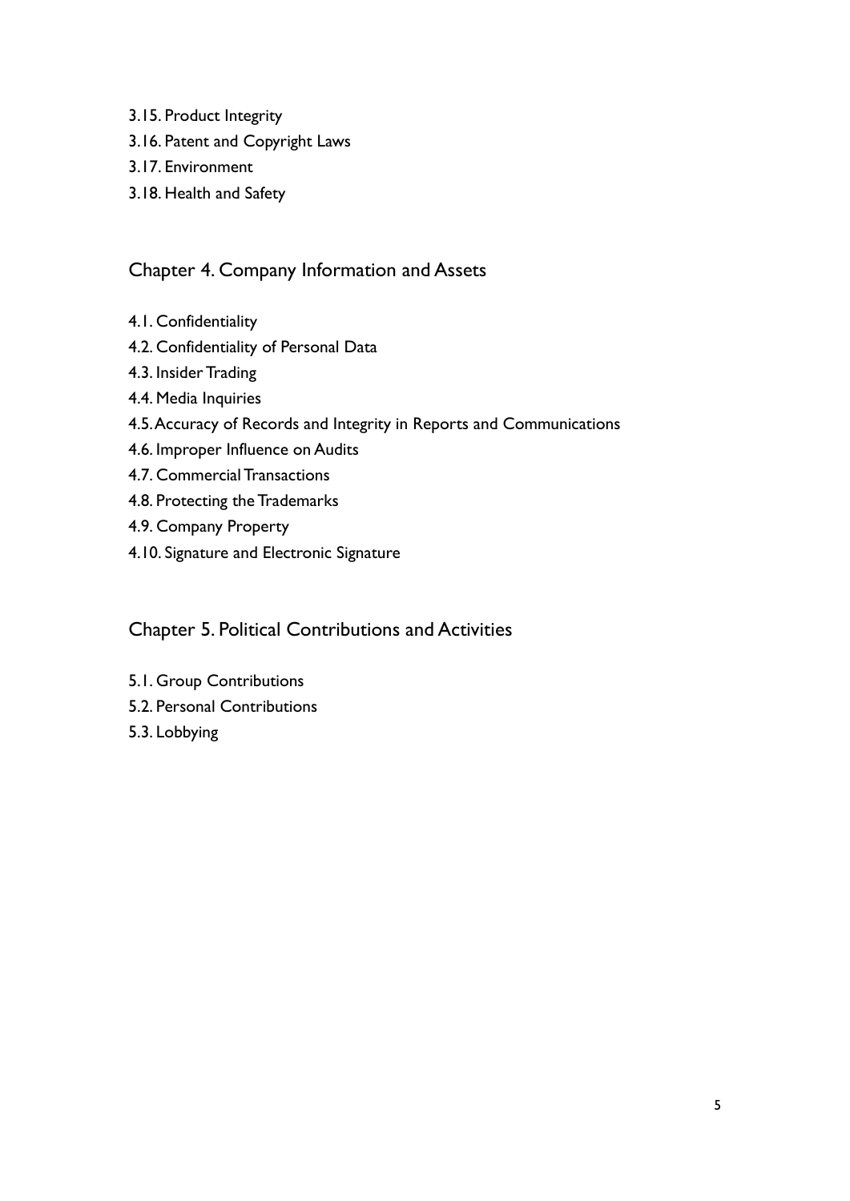3.15. Product Integrity

3.16. Patent and Copyright Laws

3.17. Environment

3.18. Health and Safety

## Chapter 4. Company Information and Assets

4.1. Confidentiality

4.2. Confidentiality of Personal Data

4.3. Insider Trading

4.4. Media Inquiries

4.5. Accuracy of Records and Integrity in Reports and Communications

4.6. Improper Influence on Audits

4.7. Commercial Transactions

4.8. Protecting the Trademarks

4.9. Company Property

4.10. Signature and Electronic Signature

## Chapter 5. Political Contributions and Activities

5.1. Group Contributions

5.2. Personal Contributions

5.3. Lobbying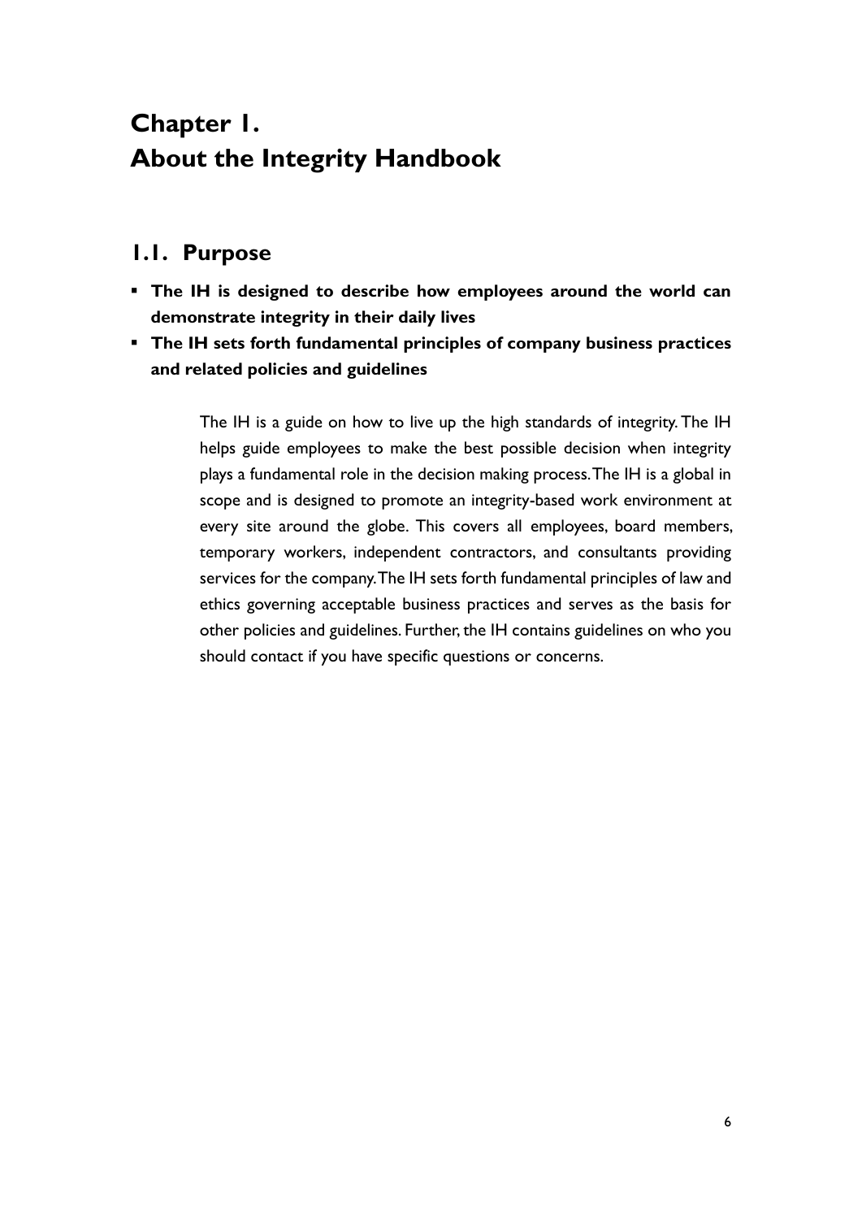# Chapter 1.
# About the Integrity Handbook

## 1.1. Purpose

- **The IH is designed to describe how employees around the world can demonstrate integrity in their daily lives**
- **The IH sets forth fundamental principles of company business practices and related policies and guidelines**

The IH is a guide on how to live up the high standards of integrity. The IH helps guide employees to make the best possible decision when integrity plays a fundamental role in the decision making process. The IH is a global in scope and is designed to promote an integrity-based work environment at every site around the globe. This covers all employees, board members, temporary workers, independent contractors, and consultants providing services for the company. The IH sets forth fundamental principles of law and ethics governing acceptable business practices and serves as the basis for other policies and guidelines. Further, the IH contains guidelines on who you should contact if you have specific questions or concerns.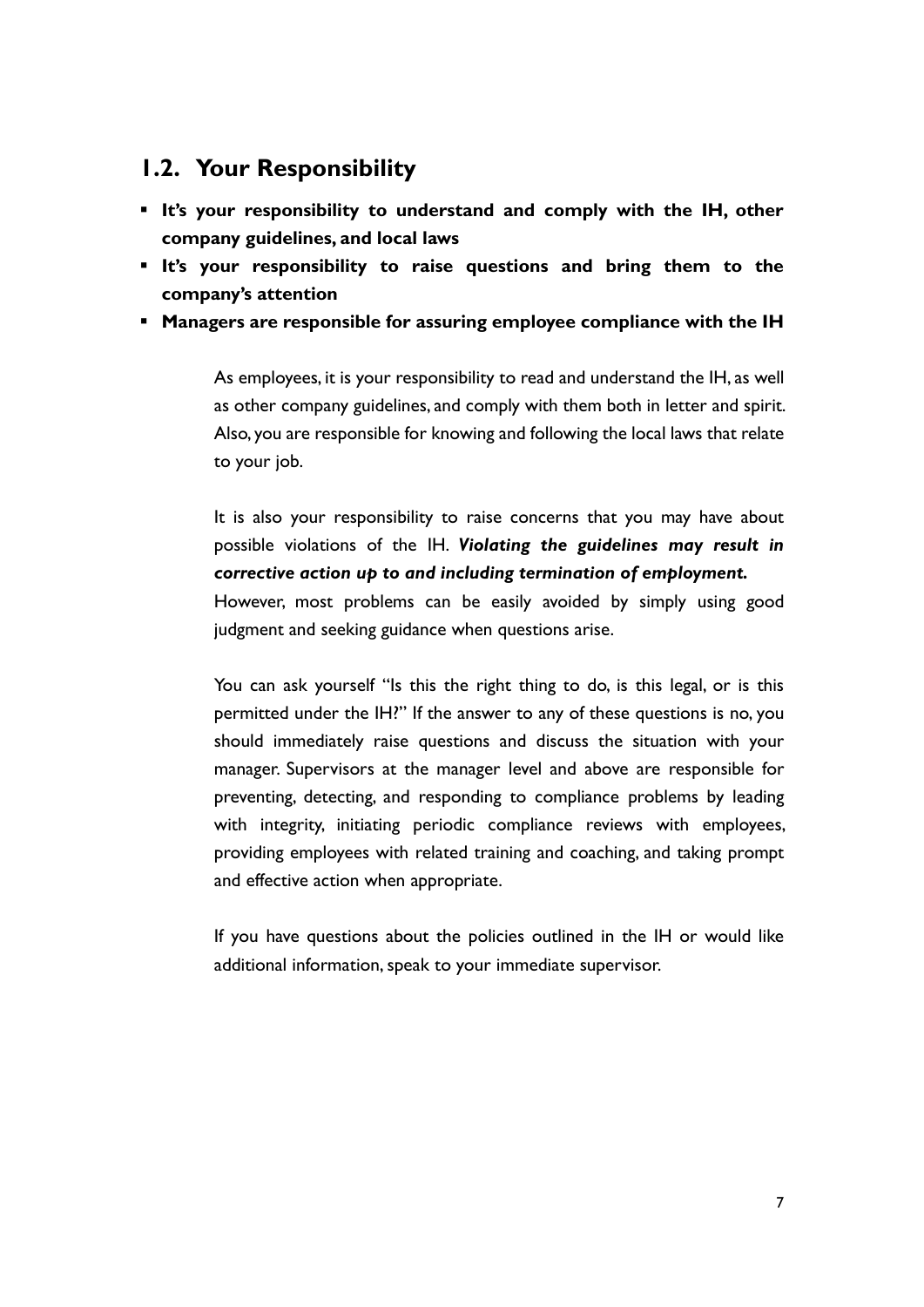## 1.2. Your Responsibility

- **It's your responsibility to understand and comply with the IH, other company guidelines, and local laws**
- **It's your responsibility to raise questions and bring them to the company's attention**
- **Managers are responsible for assuring employee compliance with the IH**

As employees, it is your responsibility to read and understand the IH, as well as other company guidelines, and comply with them both in letter and spirit. Also, you are responsible for knowing and following the local laws that relate to your job.

It is also your responsibility to raise concerns that you may have about possible violations of the IH. ***Violating the guidelines may result in corrective action up to and including termination of employment.*** However, most problems can be easily avoided by simply using good judgment and seeking guidance when questions arise.

You can ask yourself "Is this the right thing to do, is this legal, or is this permitted under the IH?" If the answer to any of these questions is no, you should immediately raise questions and discuss the situation with your manager. Supervisors at the manager level and above are responsible for preventing, detecting, and responding to compliance problems by leading with integrity, initiating periodic compliance reviews with employees, providing employees with related training and coaching, and taking prompt and effective action when appropriate.

If you have questions about the policies outlined in the IH or would like additional information, speak to your immediate supervisor.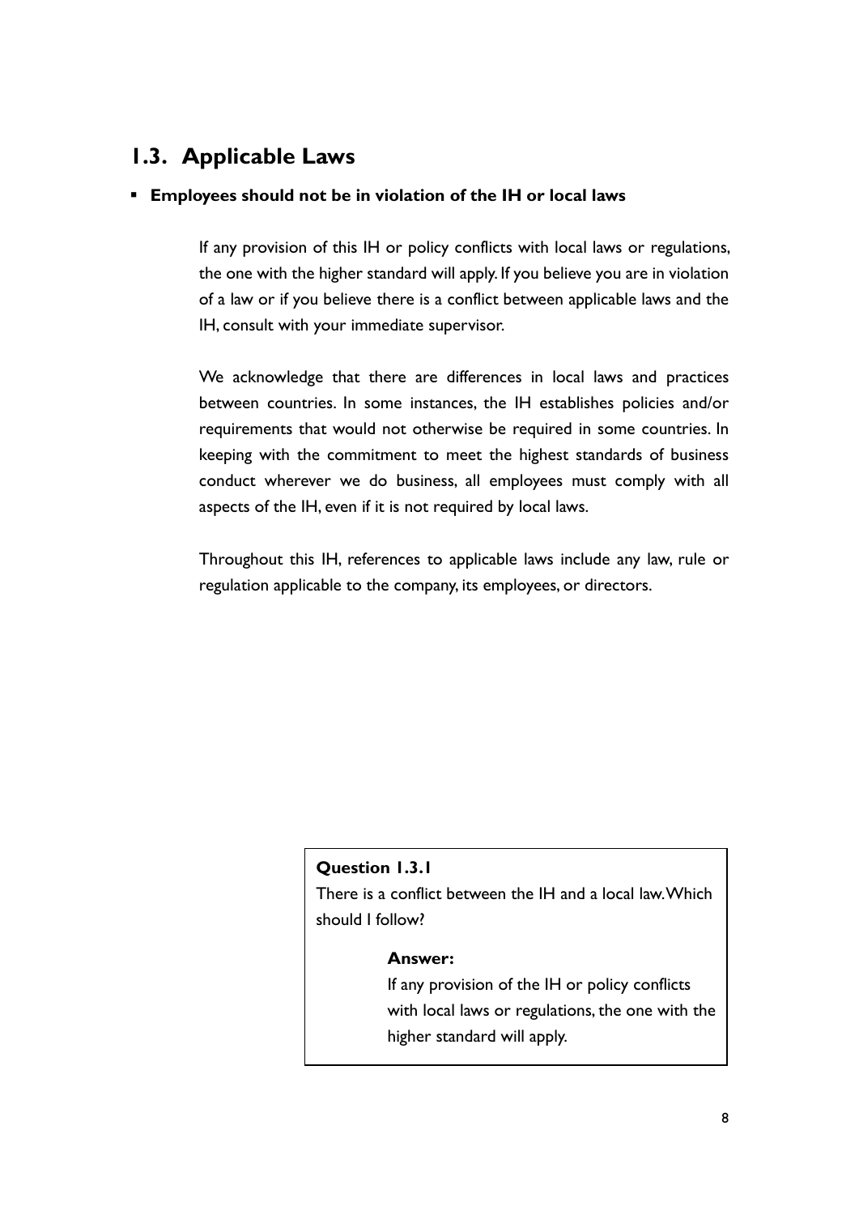## 1.3. Applicable Laws

- **Employees should not be in violation of the IH or local laws**

If any provision of this IH or policy conflicts with local laws or regulations, the one with the higher standard will apply. If you believe you are in violation of a law or if you believe there is a conflict between applicable laws and the IH, consult with your immediate supervisor.

We acknowledge that there are differences in local laws and practices between countries. In some instances, the IH establishes policies and/or requirements that would not otherwise be required in some countries. In keeping with the commitment to meet the highest standards of business conduct wherever we do business, all employees must comply with all aspects of the IH, even if it is not required by local laws.

Throughout this IH, references to applicable laws include any law, rule or regulation applicable to the company, its employees, or directors.

**Question 1.3.1**

There is a conflict between the IH and a local law. Which should I follow?

**Answer:**

If any provision of the IH or policy conflicts with local laws or regulations, the one with the higher standard will apply.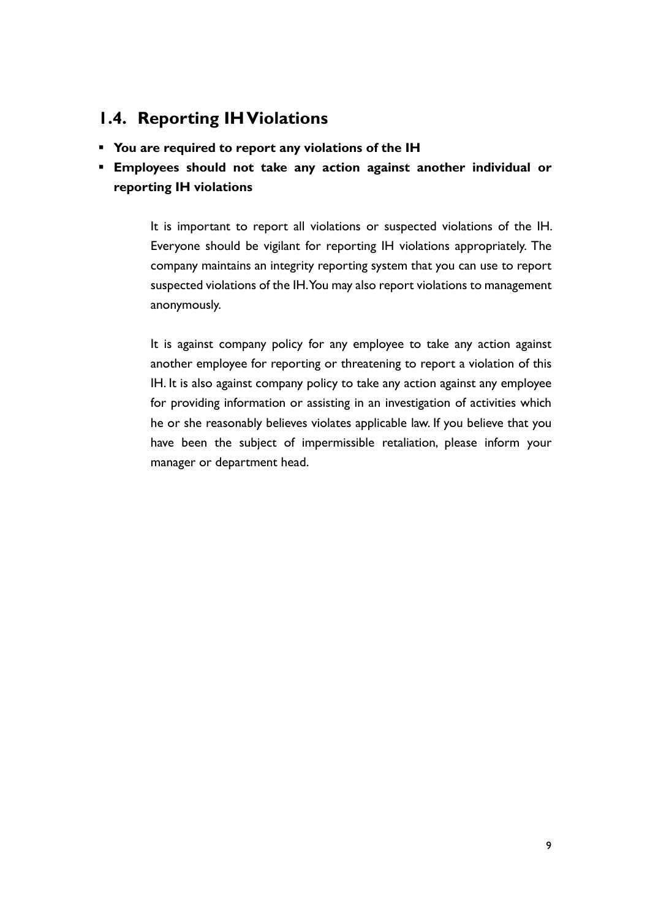## 1.4. Reporting IH Violations

- **You are required to report any violations of the IH**
- **Employees should not take any action against another individual or reporting IH violations**

It is important to report all violations or suspected violations of the IH. Everyone should be vigilant for reporting IH violations appropriately. The company maintains an integrity reporting system that you can use to report suspected violations of the IH. You may also report violations to management anonymously.

It is against company policy for any employee to take any action against another employee for reporting or threatening to report a violation of this IH. It is also against company policy to take any action against any employee for providing information or assisting in an investigation of activities which he or she reasonably believes violates applicable law. If you believe that you have been the subject of impermissible retaliation, please inform your manager or department head.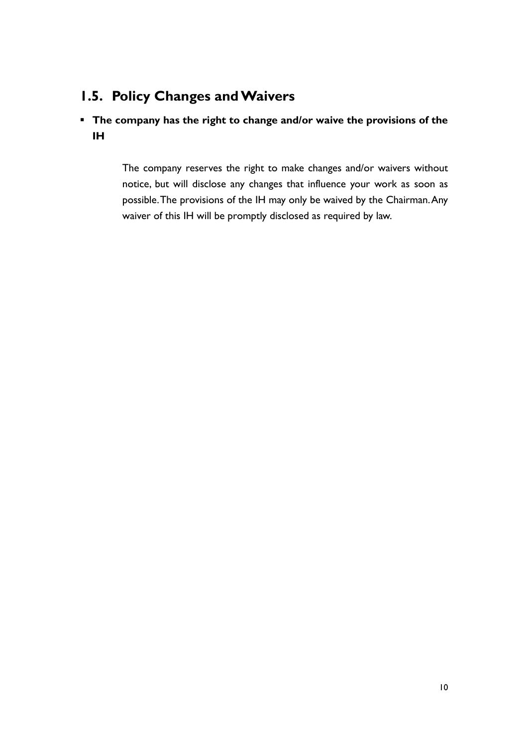## 1.5. Policy Changes and Waivers

- **The company has the right to change and/or waive the provisions of the IH**

  The company reserves the right to make changes and/or waivers without notice, but will disclose any changes that influence your work as soon as possible. The provisions of the IH may only be waived by the Chairman. Any waiver of this IH will be promptly disclosed as required by law.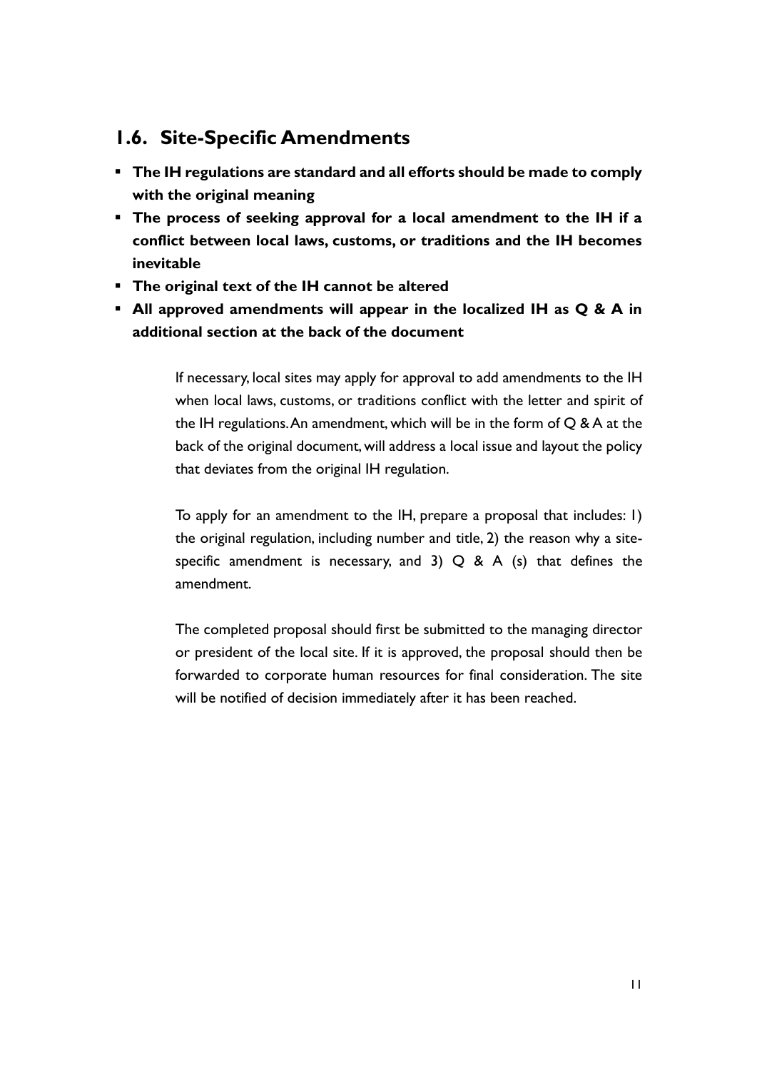## 1.6. Site-Specific Amendments

- **The IH regulations are standard and all efforts should be made to comply with the original meaning**
- **The process of seeking approval for a local amendment to the IH if a conflict between local laws, customs, or traditions and the IH becomes inevitable**
- **The original text of the IH cannot be altered**
- **All approved amendments will appear in the localized IH as Q & A in additional section at the back of the document**

If necessary, local sites may apply for approval to add amendments to the IH when local laws, customs, or traditions conflict with the letter and spirit of the IH regulations. An amendment, which will be in the form of Q & A at the back of the original document, will address a local issue and layout the policy that deviates from the original IH regulation.

To apply for an amendment to the IH, prepare a proposal that includes: 1) the original regulation, including number and title, 2) the reason why a site-specific amendment is necessary, and 3) Q & A (s) that defines the amendment.

The completed proposal should first be submitted to the managing director or president of the local site. If it is approved, the proposal should then be forwarded to corporate human resources for final consideration. The site will be notified of decision immediately after it has been reached.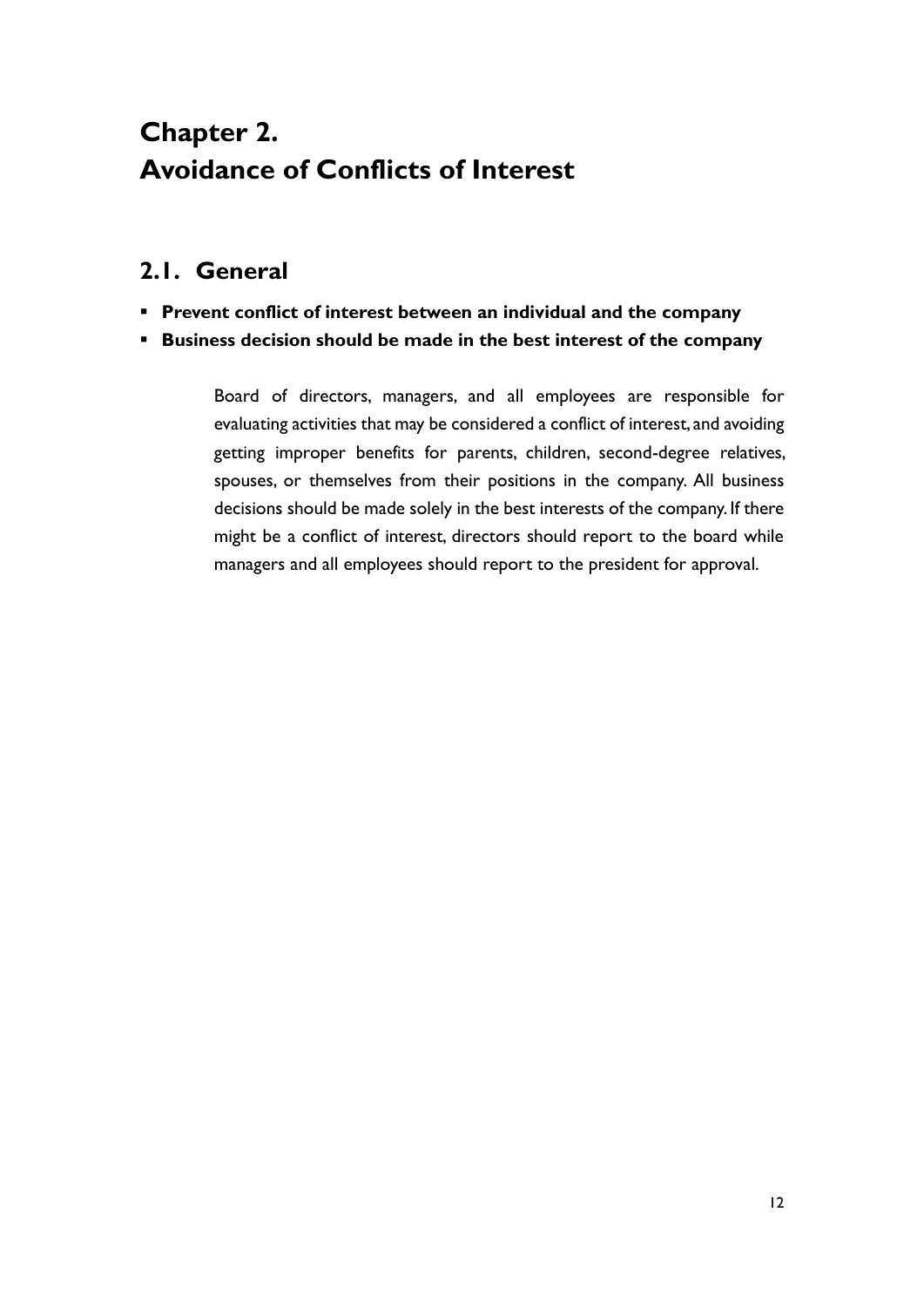# Chapter 2.
# Avoidance of Conflicts of Interest

## 2.1. General

- **Prevent conflict of interest between an individual and the company**
- **Business decision should be made in the best interest of the company**

Board of directors, managers, and all employees are responsible for evaluating activities that may be considered a conflict of interest, and avoiding getting improper benefits for parents, children, second-degree relatives, spouses, or themselves from their positions in the company. All business decisions should be made solely in the best interests of the company. If there might be a conflict of interest, directors should report to the board while managers and all employees should report to the president for approval.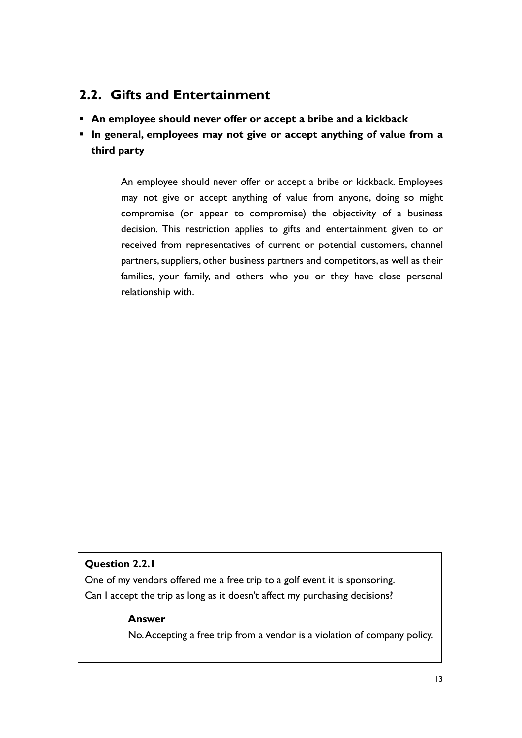## 2.2. Gifts and Entertainment

- **An employee should never offer or accept a bribe and a kickback**
- **In general, employees may not give or accept anything of value from a third party**

An employee should never offer or accept a bribe or kickback. Employees may not give or accept anything of value from anyone, doing so might compromise (or appear to compromise) the objectivity of a business decision. This restriction applies to gifts and entertainment given to or received from representatives of current or potential customers, channel partners, suppliers, other business partners and competitors, as well as their families, your family, and others who you or they have close personal relationship with.

**Question 2.2.1**

One of my vendors offered me a free trip to a golf event it is sponsoring. Can I accept the trip as long as it doesn't affect my purchasing decisions?

**Answer**

No. Accepting a free trip from a vendor is a violation of company policy.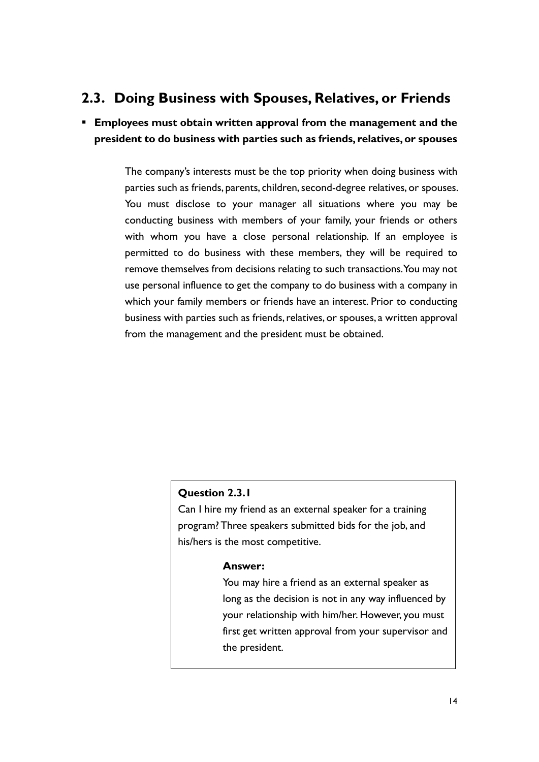## 2.3. Doing Business with Spouses, Relatives, or Friends

- **Employees must obtain written approval from the management and the president to do business with parties such as friends, relatives, or spouses**

The company's interests must be the top priority when doing business with parties such as friends, parents, children, second-degree relatives, or spouses. You must disclose to your manager all situations where you may be conducting business with members of your family, your friends or others with whom you have a close personal relationship. If an employee is permitted to do business with these members, they will be required to remove themselves from decisions relating to such transactions. You may not use personal influence to get the company to do business with a company in which your family members or friends have an interest. Prior to conducting business with parties such as friends, relatives, or spouses, a written approval from the management and the president must be obtained.

**Question 2.3.1**

Can I hire my friend as an external speaker for a training program? Three speakers submitted bids for the job, and his/hers is the most competitive.

**Answer:**

You may hire a friend as an external speaker as long as the decision is not in any way influenced by your relationship with him/her. However, you must first get written approval from your supervisor and the president.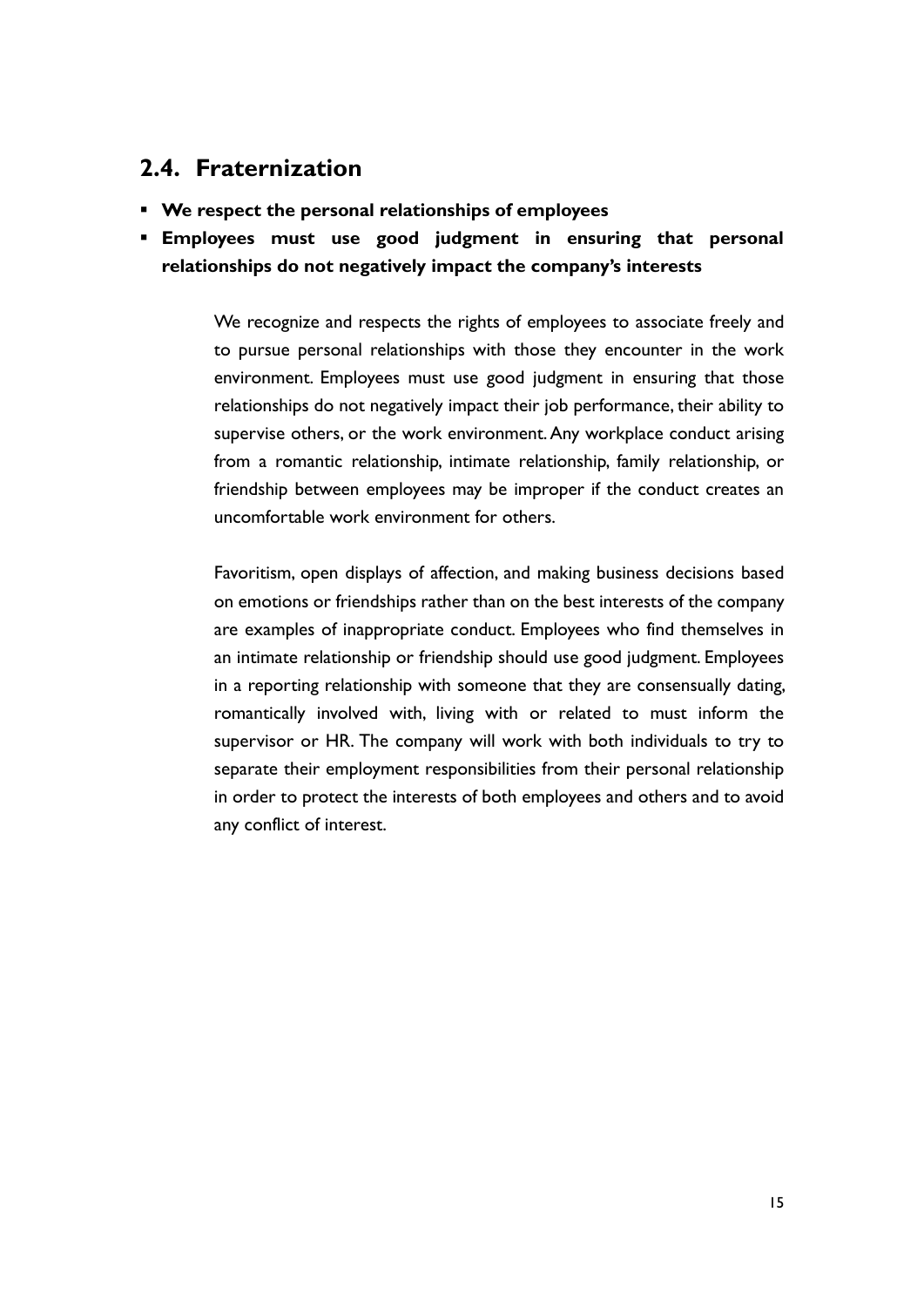## 2.4. Fraternization

- **We respect the personal relationships of employees**
- **Employees must use good judgment in ensuring that personal relationships do not negatively impact the company's interests**

We recognize and respects the rights of employees to associate freely and to pursue personal relationships with those they encounter in the work environment. Employees must use good judgment in ensuring that those relationships do not negatively impact their job performance, their ability to supervise others, or the work environment. Any workplace conduct arising from a romantic relationship, intimate relationship, family relationship, or friendship between employees may be improper if the conduct creates an uncomfortable work environment for others.

Favoritism, open displays of affection, and making business decisions based on emotions or friendships rather than on the best interests of the company are examples of inappropriate conduct. Employees who find themselves in an intimate relationship or friendship should use good judgment. Employees in a reporting relationship with someone that they are consensually dating, romantically involved with, living with or related to must inform the supervisor or HR. The company will work with both individuals to try to separate their employment responsibilities from their personal relationship in order to protect the interests of both employees and others and to avoid any conflict of interest.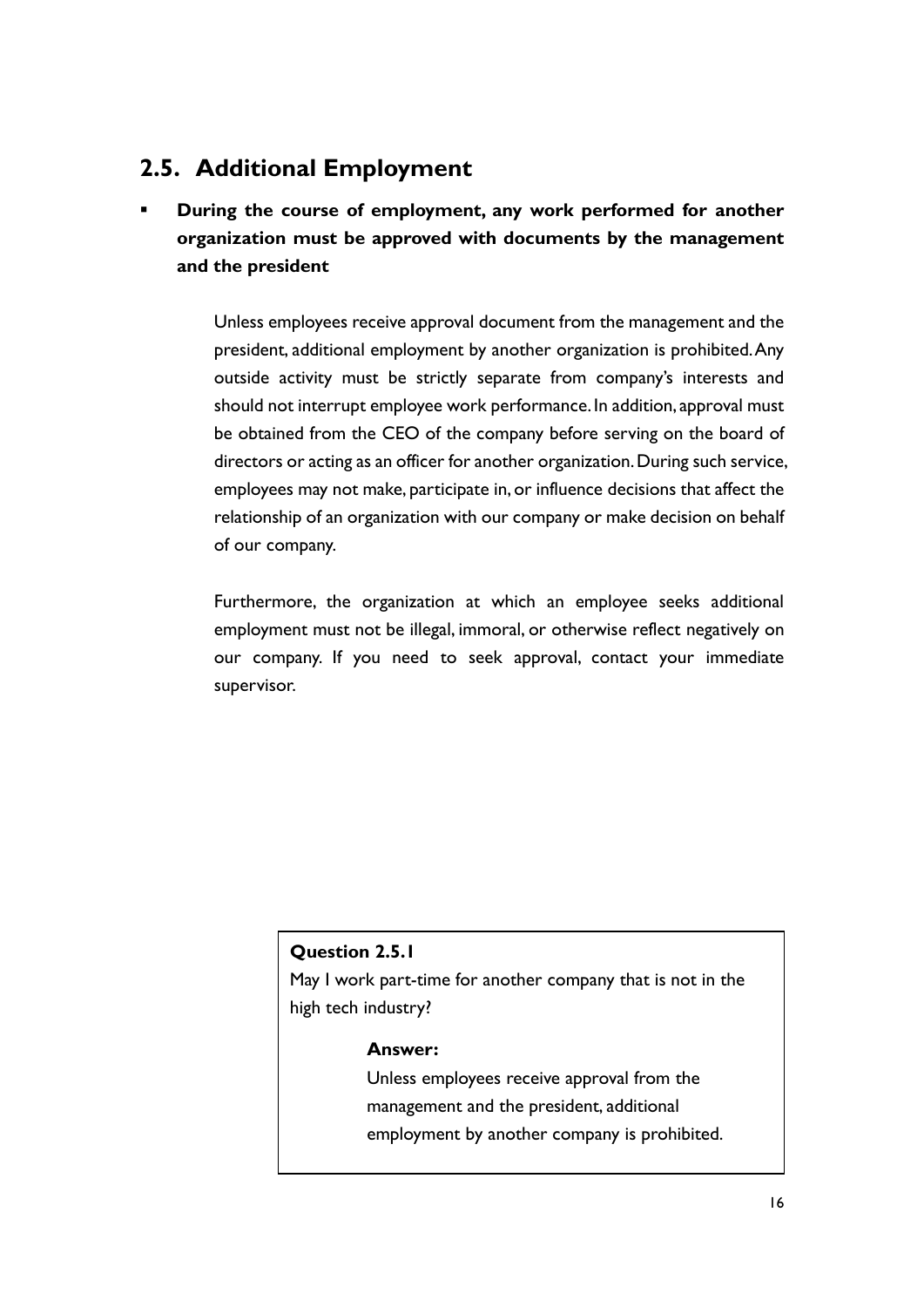## 2.5. Additional Employment

- **During the course of employment, any work performed for another organization must be approved with documents by the management and the president**

Unless employees receive approval document from the management and the president, additional employment by another organization is prohibited. Any outside activity must be strictly separate from company's interests and should not interrupt employee work performance. In addition, approval must be obtained from the CEO of the company before serving on the board of directors or acting as an officer for another organization. During such service, employees may not make, participate in, or influence decisions that affect the relationship of an organization with our company or make decision on behalf of our company.

Furthermore, the organization at which an employee seeks additional employment must not be illegal, immoral, or otherwise reflect negatively on our company. If you need to seek approval, contact your immediate supervisor.

**Question 2.5.1**

May I work part-time for another company that is not in the high tech industry?

**Answer:**

Unless employees receive approval from the management and the president, additional employment by another company is prohibited.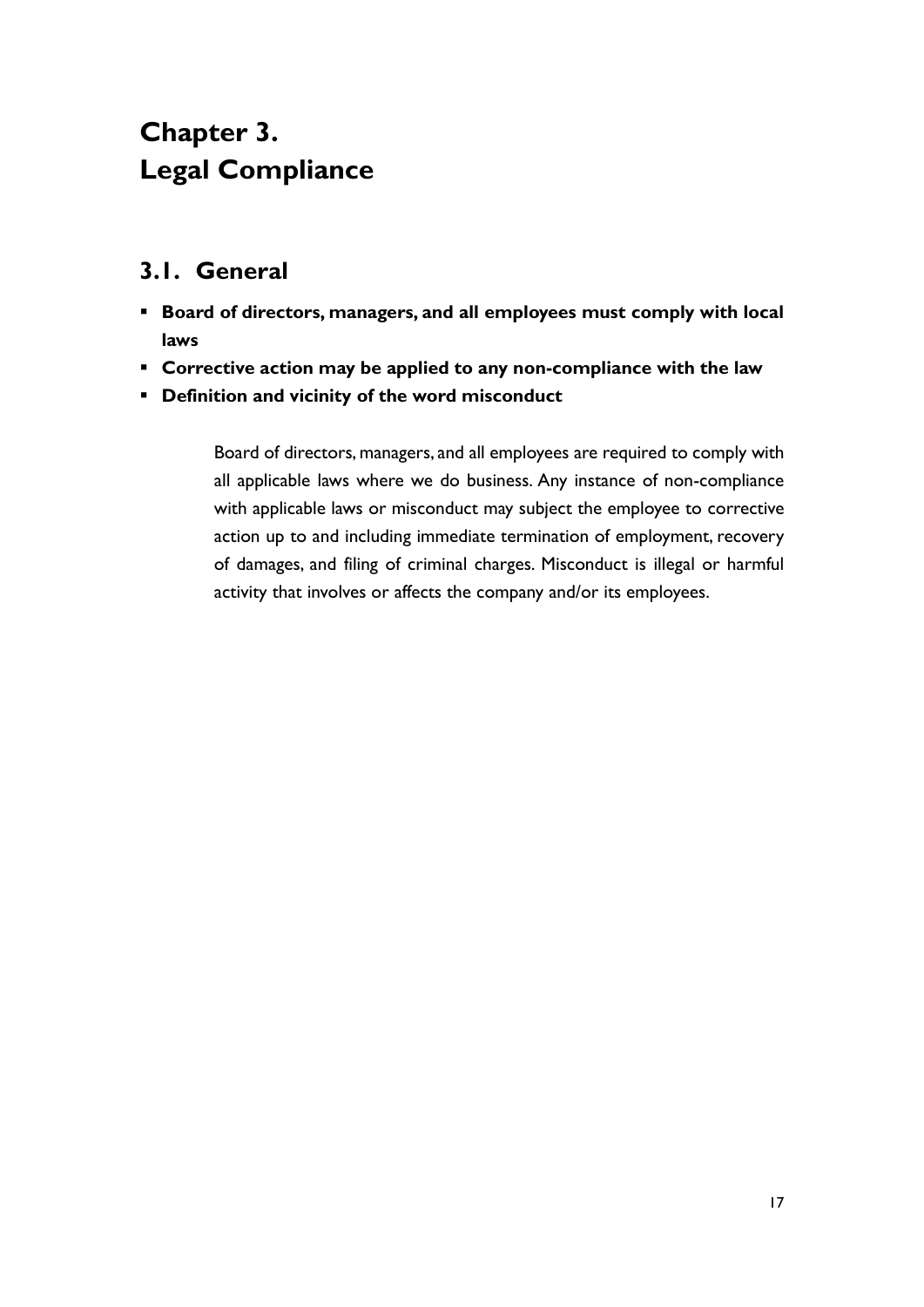# Chapter 3. Legal Compliance

## 3.1. General

- **Board of directors, managers, and all employees must comply with local laws**
- **Corrective action may be applied to any non-compliance with the law**
- **Definition and vicinity of the word misconduct**

Board of directors, managers, and all employees are required to comply with all applicable laws where we do business. Any instance of non-compliance with applicable laws or misconduct may subject the employee to corrective action up to and including immediate termination of employment, recovery of damages, and filing of criminal charges. Misconduct is illegal or harmful activity that involves or affects the company and/or its employees.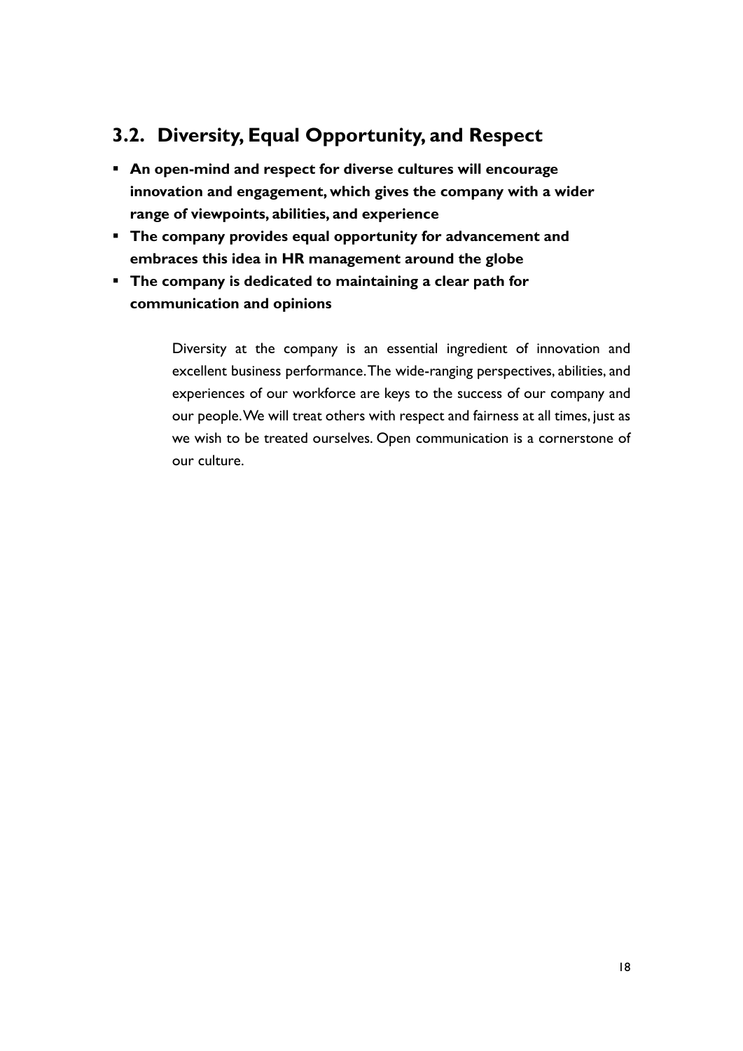## 3.2. Diversity, Equal Opportunity, and Respect

- **An open-mind and respect for diverse cultures will encourage innovation and engagement, which gives the company with a wider range of viewpoints, abilities, and experience**
- **The company provides equal opportunity for advancement and embraces this idea in HR management around the globe**
- **The company is dedicated to maintaining a clear path for communication and opinions**

Diversity at the company is an essential ingredient of innovation and excellent business performance. The wide-ranging perspectives, abilities, and experiences of our workforce are keys to the success of our company and our people. We will treat others with respect and fairness at all times, just as we wish to be treated ourselves. Open communication is a cornerstone of our culture.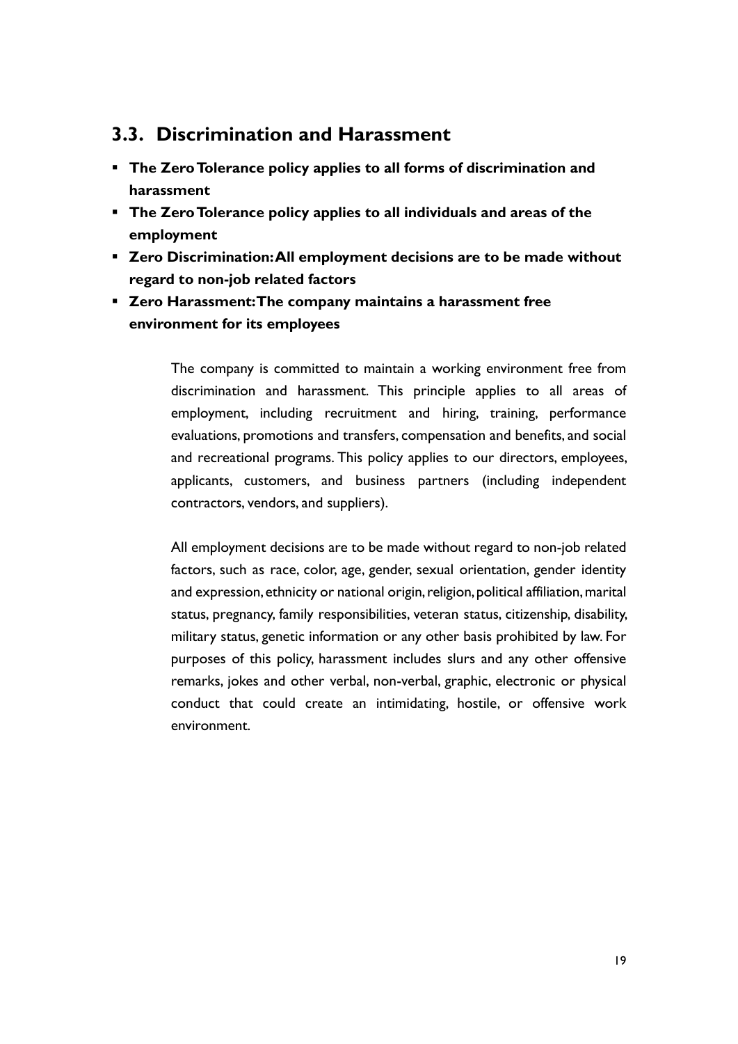## 3.3. Discrimination and Harassment

- **The Zero Tolerance policy applies to all forms of discrimination and harassment**
- **The Zero Tolerance policy applies to all individuals and areas of the employment**
- **Zero Discrimination: All employment decisions are to be made without regard to non-job related factors**
- **Zero Harassment: The company maintains a harassment free environment for its employees**

The company is committed to maintain a working environment free from discrimination and harassment. This principle applies to all areas of employment, including recruitment and hiring, training, performance evaluations, promotions and transfers, compensation and benefits, and social and recreational programs. This policy applies to our directors, employees, applicants, customers, and business partners (including independent contractors, vendors, and suppliers).

All employment decisions are to be made without regard to non-job related factors, such as race, color, age, gender, sexual orientation, gender identity and expression, ethnicity or national origin, religion, political affiliation, marital status, pregnancy, family responsibilities, veteran status, citizenship, disability, military status, genetic information or any other basis prohibited by law. For purposes of this policy, harassment includes slurs and any other offensive remarks, jokes and other verbal, non-verbal, graphic, electronic or physical conduct that could create an intimidating, hostile, or offensive work environment.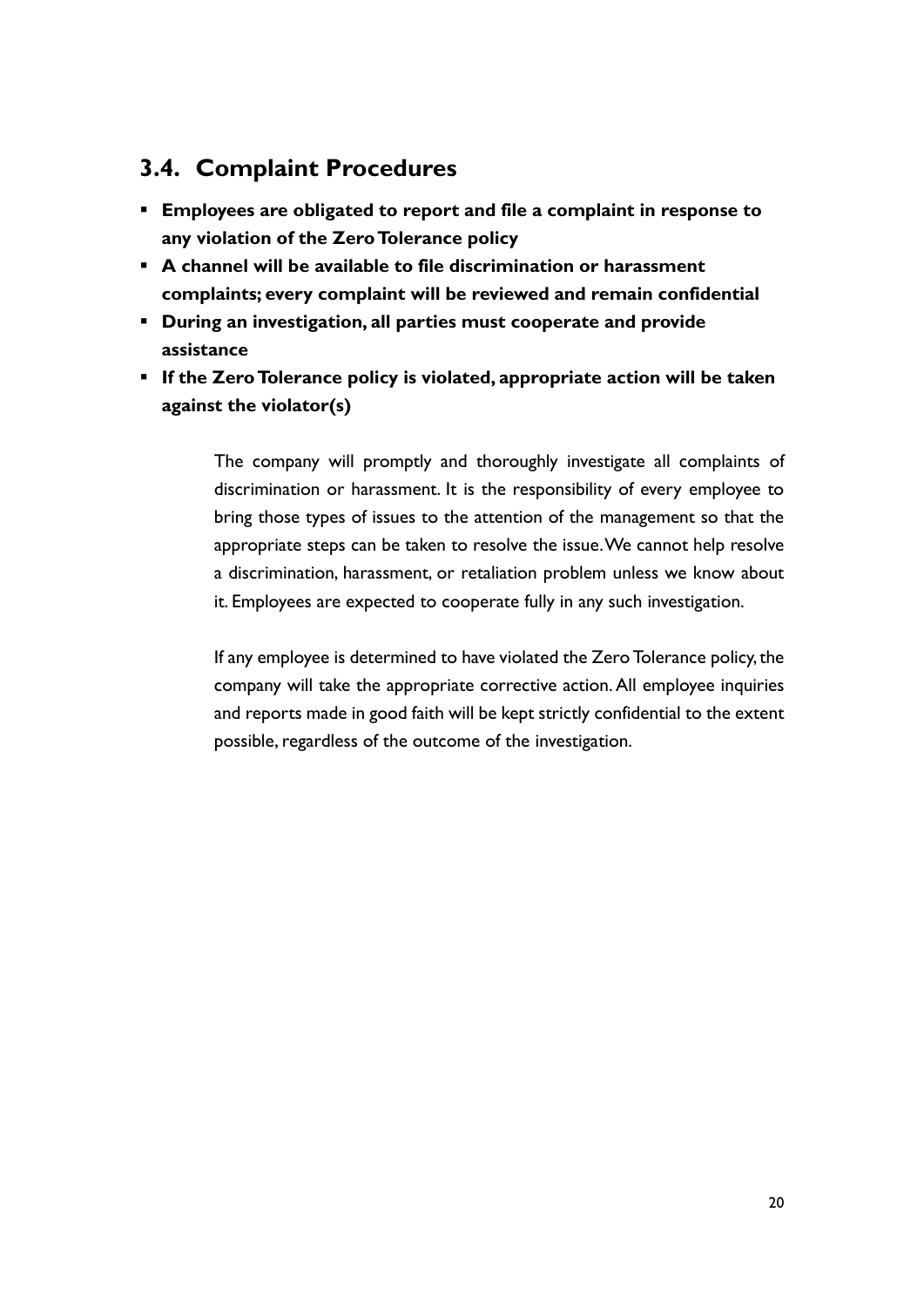## 3.4. Complaint Procedures

- **Employees are obligated to report and file a complaint in response to any violation of the Zero Tolerance policy**
- **A channel will be available to file discrimination or harassment complaints; every complaint will be reviewed and remain confidential**
- **During an investigation, all parties must cooperate and provide assistance**
- **If the Zero Tolerance policy is violated, appropriate action will be taken against the violator(s)**

The company will promptly and thoroughly investigate all complaints of discrimination or harassment. It is the responsibility of every employee to bring those types of issues to the attention of the management so that the appropriate steps can be taken to resolve the issue. We cannot help resolve a discrimination, harassment, or retaliation problem unless we know about it. Employees are expected to cooperate fully in any such investigation.

If any employee is determined to have violated the Zero Tolerance policy, the company will take the appropriate corrective action. All employee inquiries and reports made in good faith will be kept strictly confidential to the extent possible, regardless of the outcome of the investigation.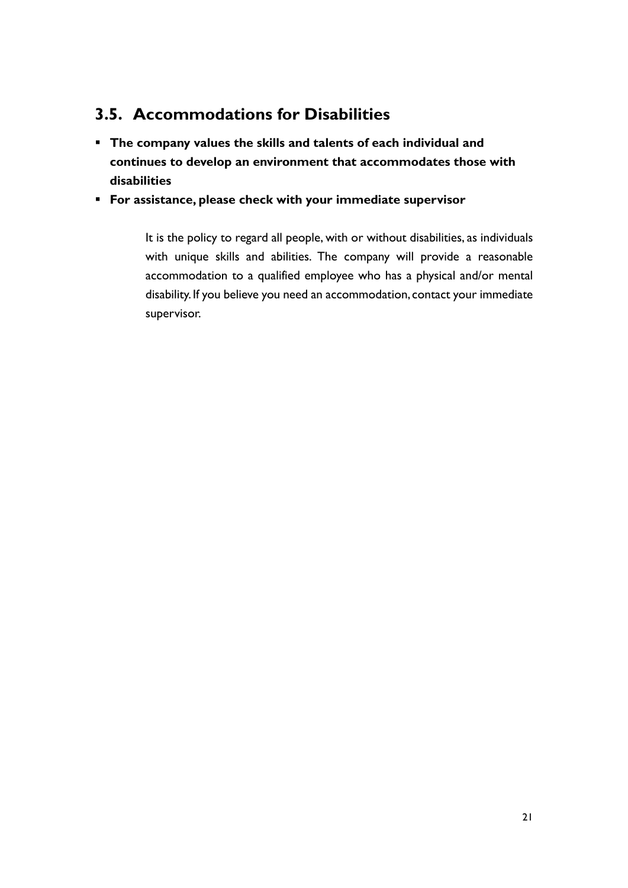## 3.5. Accommodations for Disabilities

- **The company values the skills and talents of each individual and continues to develop an environment that accommodates those with disabilities**
- **For assistance, please check with your immediate supervisor**

It is the policy to regard all people, with or without disabilities, as individuals with unique skills and abilities. The company will provide a reasonable accommodation to a qualified employee who has a physical and/or mental disability. If you believe you need an accommodation, contact your immediate supervisor.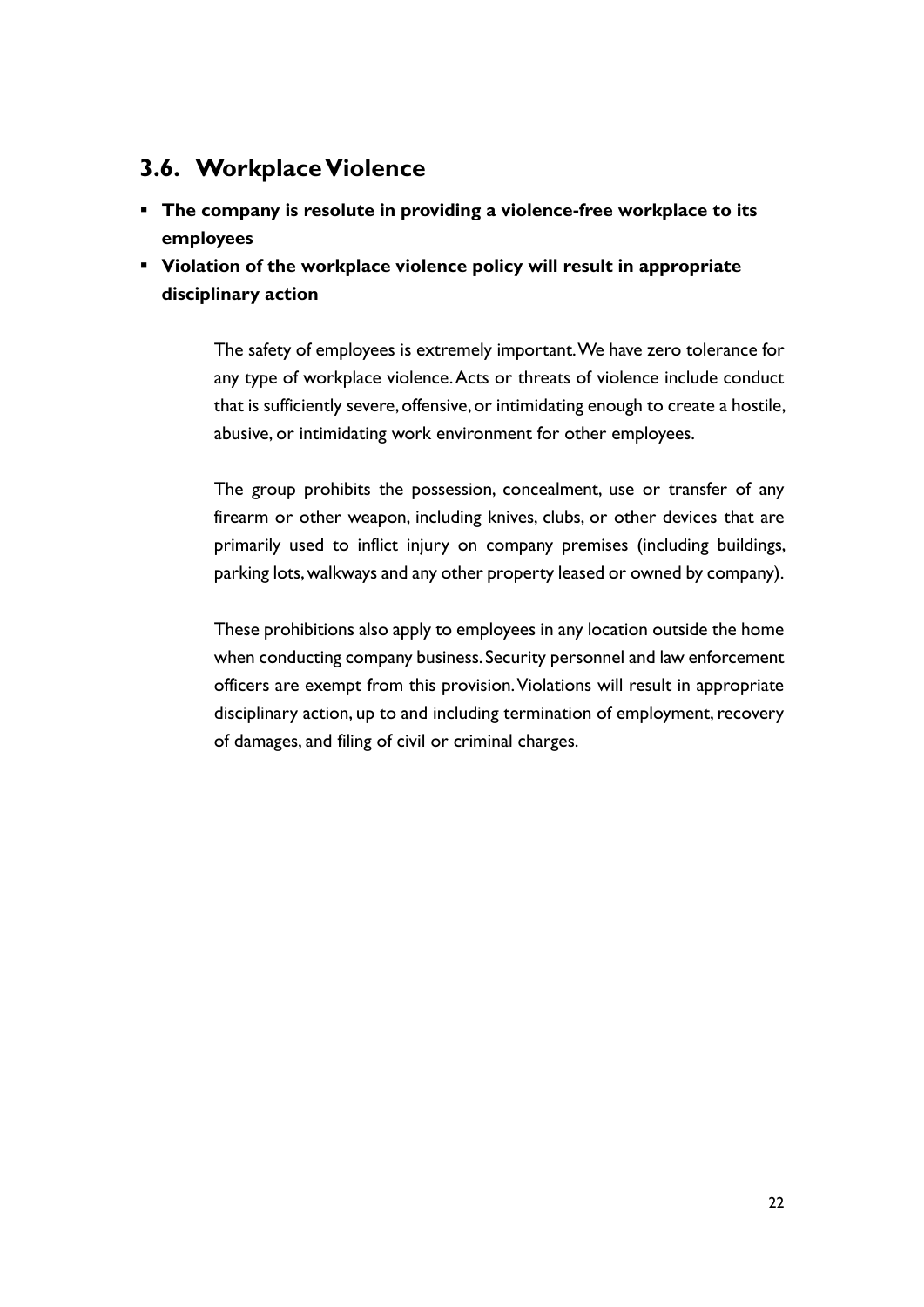## 3.6. Workplace Violence

- **The company is resolute in providing a violence-free workplace to its employees**
- **Violation of the workplace violence policy will result in appropriate disciplinary action**

The safety of employees is extremely important. We have zero tolerance for any type of workplace violence. Acts or threats of violence include conduct that is sufficiently severe, offensive, or intimidating enough to create a hostile, abusive, or intimidating work environment for other employees.

The group prohibits the possession, concealment, use or transfer of any firearm or other weapon, including knives, clubs, or other devices that are primarily used to inflict injury on company premises (including buildings, parking lots, walkways and any other property leased or owned by company).

These prohibitions also apply to employees in any location outside the home when conducting company business. Security personnel and law enforcement officers are exempt from this provision. Violations will result in appropriate disciplinary action, up to and including termination of employment, recovery of damages, and filing of civil or criminal charges.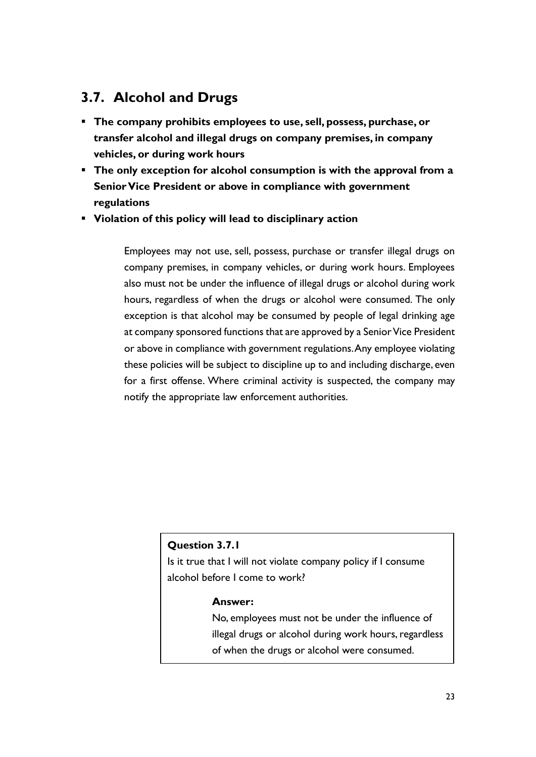## 3.7. Alcohol and Drugs

- **The company prohibits employees to use, sell, possess, purchase, or transfer alcohol and illegal drugs on company premises, in company vehicles, or during work hours**
- **The only exception for alcohol consumption is with the approval from a Senior Vice President or above in compliance with government regulations**
- **Violation of this policy will lead to disciplinary action**

Employees may not use, sell, possess, purchase or transfer illegal drugs on company premises, in company vehicles, or during work hours. Employees also must not be under the influence of illegal drugs or alcohol during work hours, regardless of when the drugs or alcohol were consumed. The only exception is that alcohol may be consumed by people of legal drinking age at company sponsored functions that are approved by a Senior Vice President or above in compliance with government regulations. Any employee violating these policies will be subject to discipline up to and including discharge, even for a first offense. Where criminal activity is suspected, the company may notify the appropriate law enforcement authorities.

**Question 3.7.1**

Is it true that I will not violate company policy if I consume alcohol before I come to work?

**Answer:**

No, employees must not be under the influence of illegal drugs or alcohol during work hours, regardless of when the drugs or alcohol were consumed.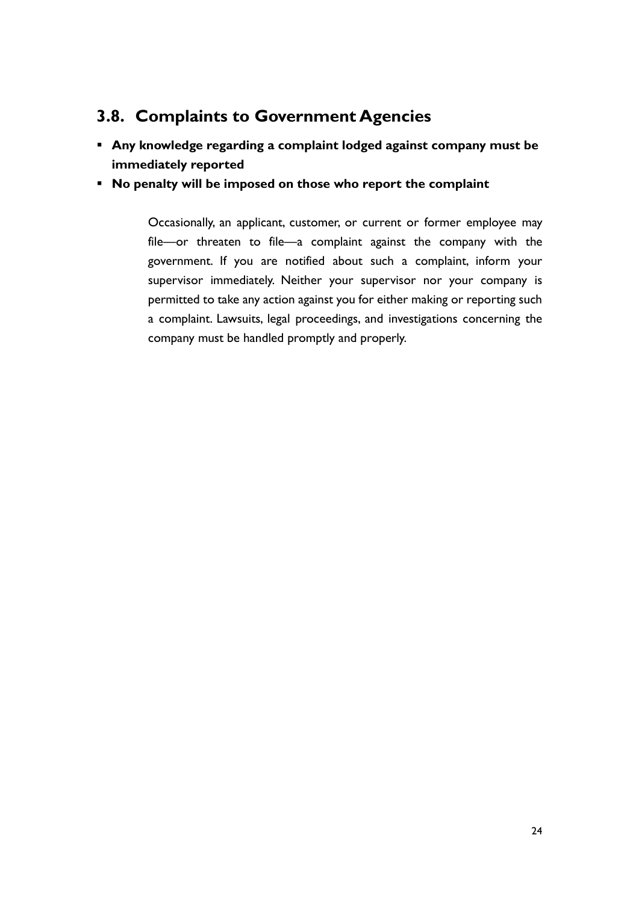## 3.8. Complaints to Government Agencies

- **Any knowledge regarding a complaint lodged against company must be immediately reported**
- **No penalty will be imposed on those who report the complaint**

Occasionally, an applicant, customer, or current or former employee may file—or threaten to file—a complaint against the company with the government. If you are notified about such a complaint, inform your supervisor immediately. Neither your supervisor nor your company is permitted to take any action against you for either making or reporting such a complaint. Lawsuits, legal proceedings, and investigations concerning the company must be handled promptly and properly.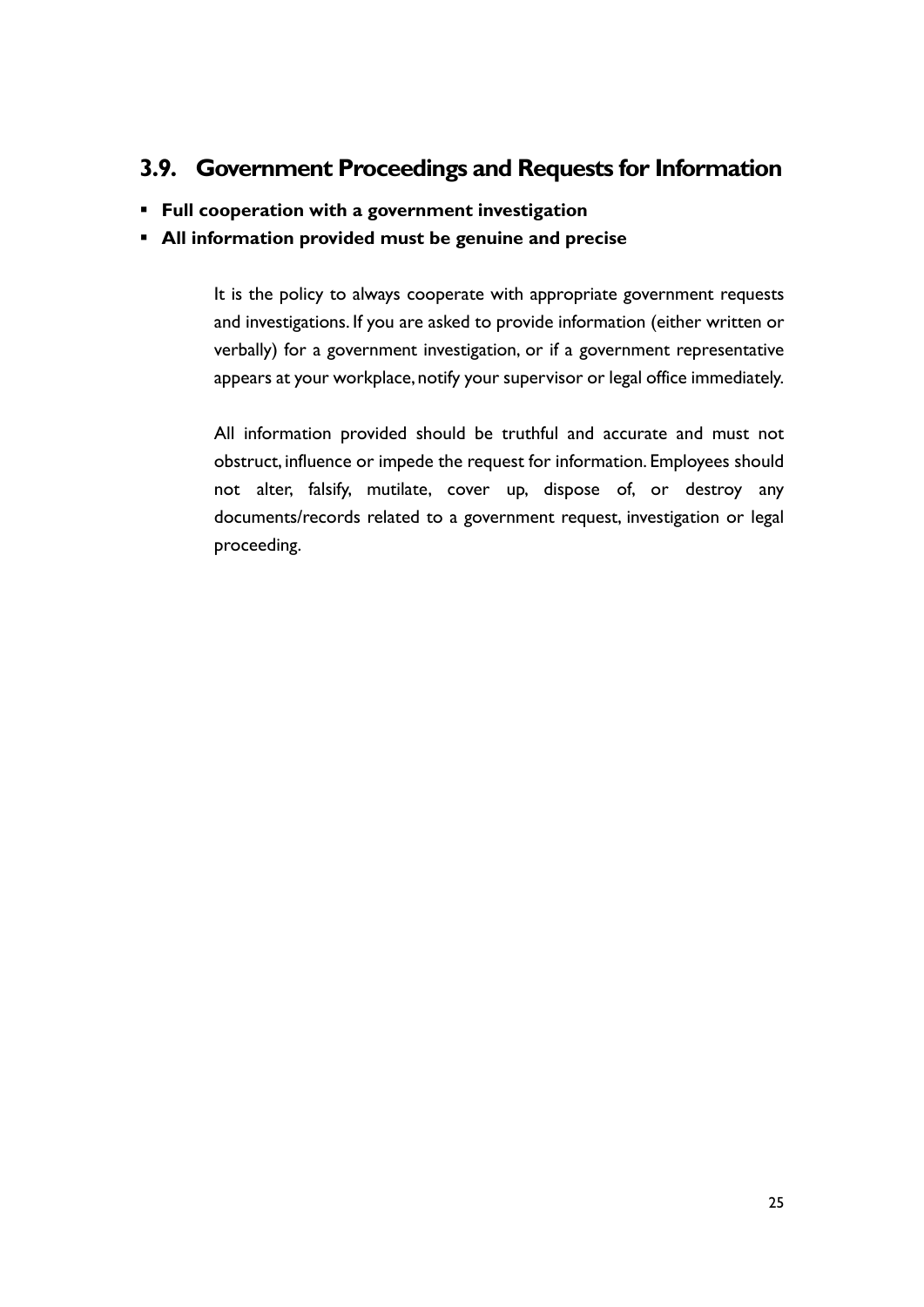## 3.9. Government Proceedings and Requests for Information

- **Full cooperation with a government investigation**
- **All information provided must be genuine and precise**

It is the policy to always cooperate with appropriate government requests and investigations. If you are asked to provide information (either written or verbally) for a government investigation, or if a government representative appears at your workplace, notify your supervisor or legal office immediately.

All information provided should be truthful and accurate and must not obstruct, influence or impede the request for information. Employees should not alter, falsify, mutilate, cover up, dispose of, or destroy any documents/records related to a government request, investigation or legal proceeding.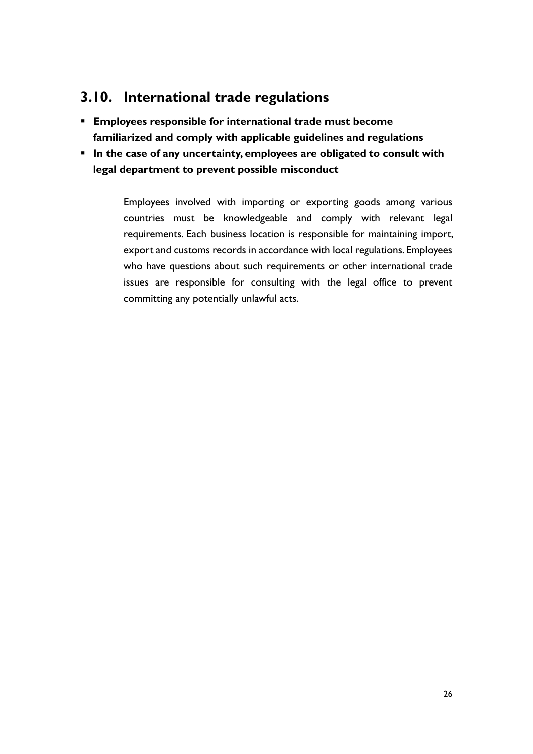## 3.10. International trade regulations

- **Employees responsible for international trade must become familiarized and comply with applicable guidelines and regulations**
- **In the case of any uncertainty, employees are obligated to consult with legal department to prevent possible misconduct**

Employees involved with importing or exporting goods among various countries must be knowledgeable and comply with relevant legal requirements. Each business location is responsible for maintaining import, export and customs records in accordance with local regulations. Employees who have questions about such requirements or other international trade issues are responsible for consulting with the legal office to prevent committing any potentially unlawful acts.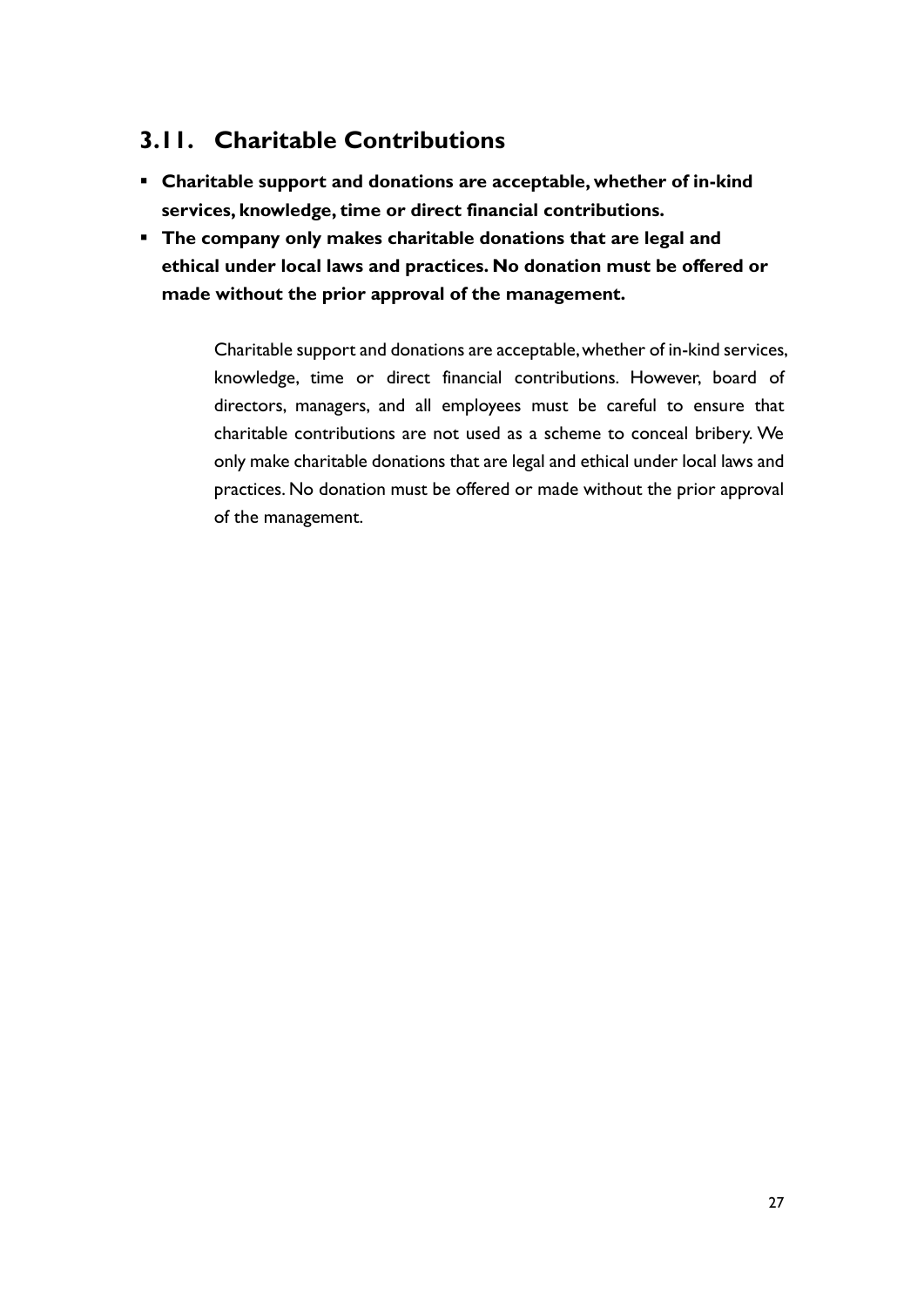## 3.11. Charitable Contributions

- **Charitable support and donations are acceptable, whether of in-kind services, knowledge, time or direct financial contributions.**
- **The company only makes charitable donations that are legal and ethical under local laws and practices. No donation must be offered or made without the prior approval of the management.**

Charitable support and donations are acceptable, whether of in-kind services, knowledge, time or direct financial contributions. However, board of directors, managers, and all employees must be careful to ensure that charitable contributions are not used as a scheme to conceal bribery. We only make charitable donations that are legal and ethical under local laws and practices. No donation must be offered or made without the prior approval of the management.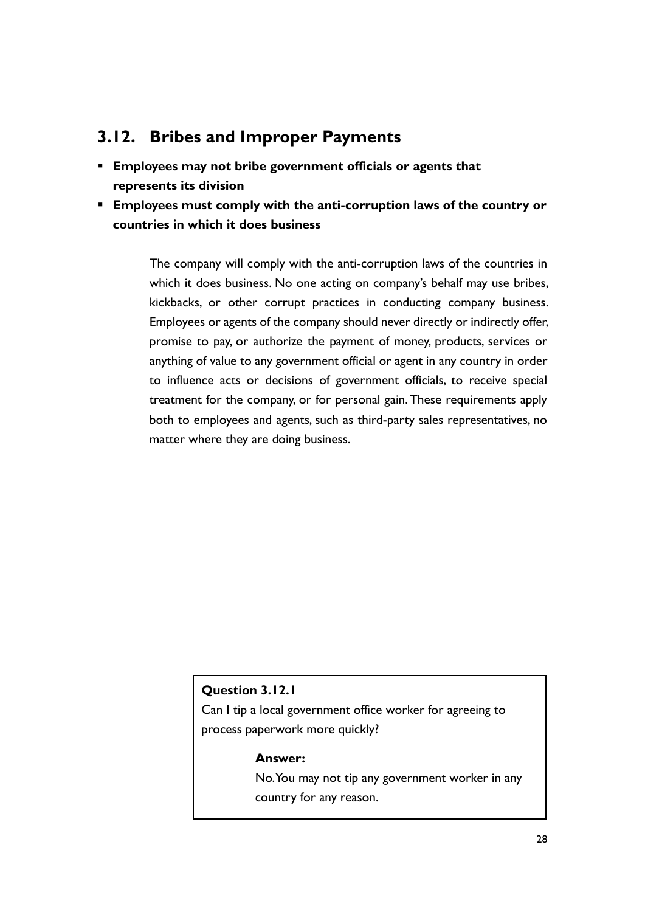## 3.12. Bribes and Improper Payments

- **Employees may not bribe government officials or agents that represents its division**
- **Employees must comply with the anti-corruption laws of the country or countries in which it does business**

The company will comply with the anti-corruption laws of the countries in which it does business. No one acting on company's behalf may use bribes, kickbacks, or other corrupt practices in conducting company business. Employees or agents of the company should never directly or indirectly offer, promise to pay, or authorize the payment of money, products, services or anything of value to any government official or agent in any country in order to influence acts or decisions of government officials, to receive special treatment for the company, or for personal gain. These requirements apply both to employees and agents, such as third-party sales representatives, no matter where they are doing business.

**Question 3.12.1**

Can I tip a local government office worker for agreeing to process paperwork more quickly?

**Answer:**

No. You may not tip any government worker in any country for any reason.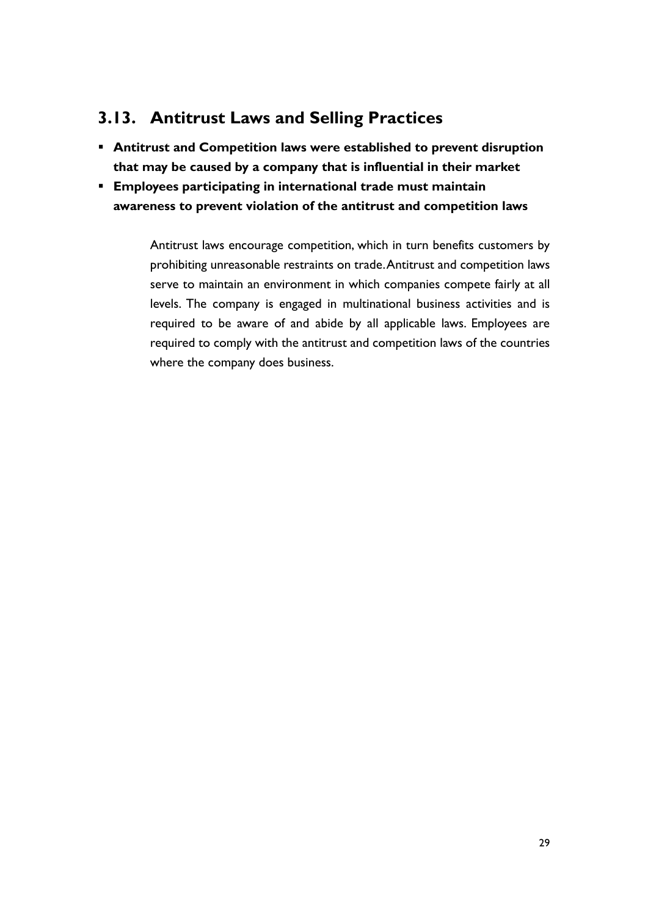## 3.13. Antitrust Laws and Selling Practices

- **Antitrust and Competition laws were established to prevent disruption that may be caused by a company that is influential in their market**
- **Employees participating in international trade must maintain awareness to prevent violation of the antitrust and competition laws**

Antitrust laws encourage competition, which in turn benefits customers by prohibiting unreasonable restraints on trade. Antitrust and competition laws serve to maintain an environment in which companies compete fairly at all levels. The company is engaged in multinational business activities and is required to be aware of and abide by all applicable laws. Employees are required to comply with the antitrust and competition laws of the countries where the company does business.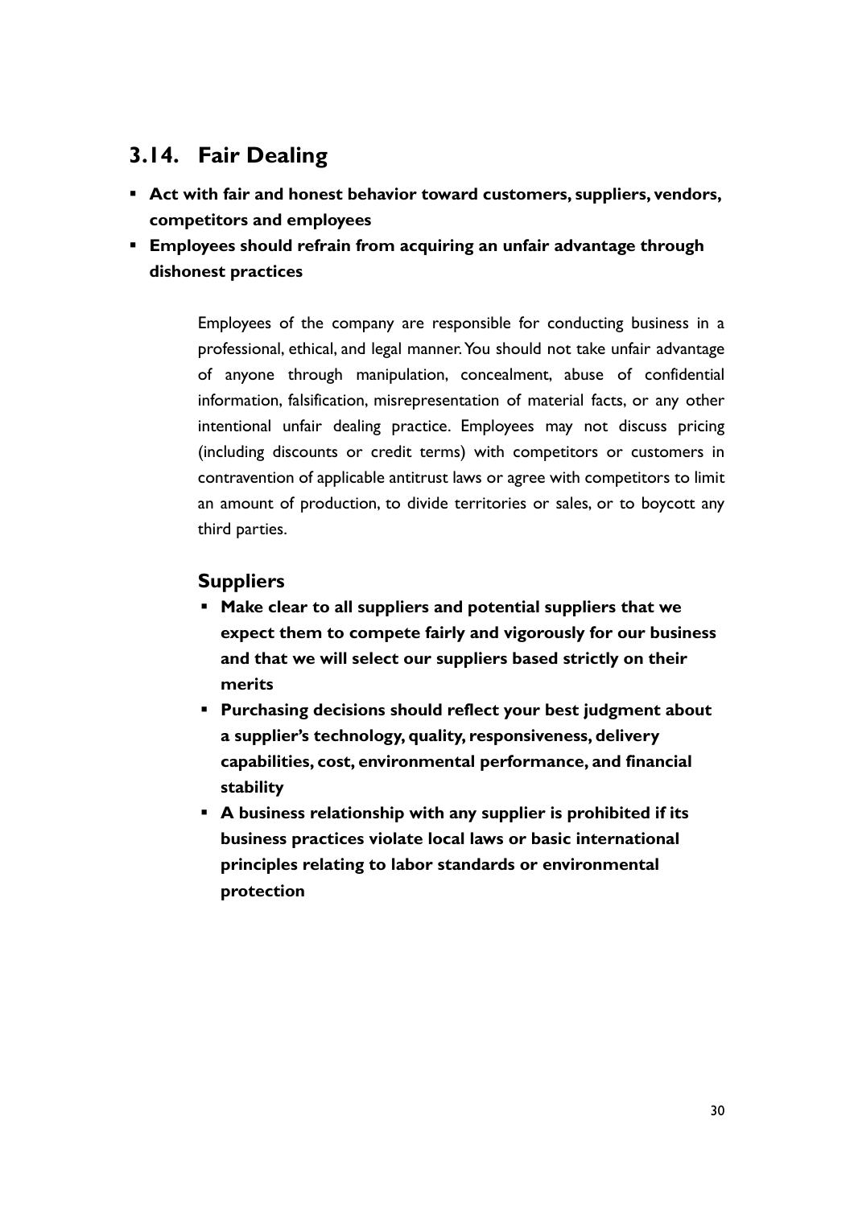## 3.14. Fair Dealing

- **Act with fair and honest behavior toward customers, suppliers, vendors, competitors and employees**
- **Employees should refrain from acquiring an unfair advantage through dishonest practices**

Employees of the company are responsible for conducting business in a professional, ethical, and legal manner. You should not take unfair advantage of anyone through manipulation, concealment, abuse of confidential information, falsification, misrepresentation of material facts, or any other intentional unfair dealing practice. Employees may not discuss pricing (including discounts or credit terms) with competitors or customers in contravention of applicable antitrust laws or agree with competitors to limit an amount of production, to divide territories or sales, or to boycott any third parties.

### Suppliers

- **Make clear to all suppliers and potential suppliers that we expect them to compete fairly and vigorously for our business and that we will select our suppliers based strictly on their merits**
- **Purchasing decisions should reflect your best judgment about a supplier's technology, quality, responsiveness, delivery capabilities, cost, environmental performance, and financial stability**
- **A business relationship with any supplier is prohibited if its business practices violate local laws or basic international principles relating to labor standards or environmental protection**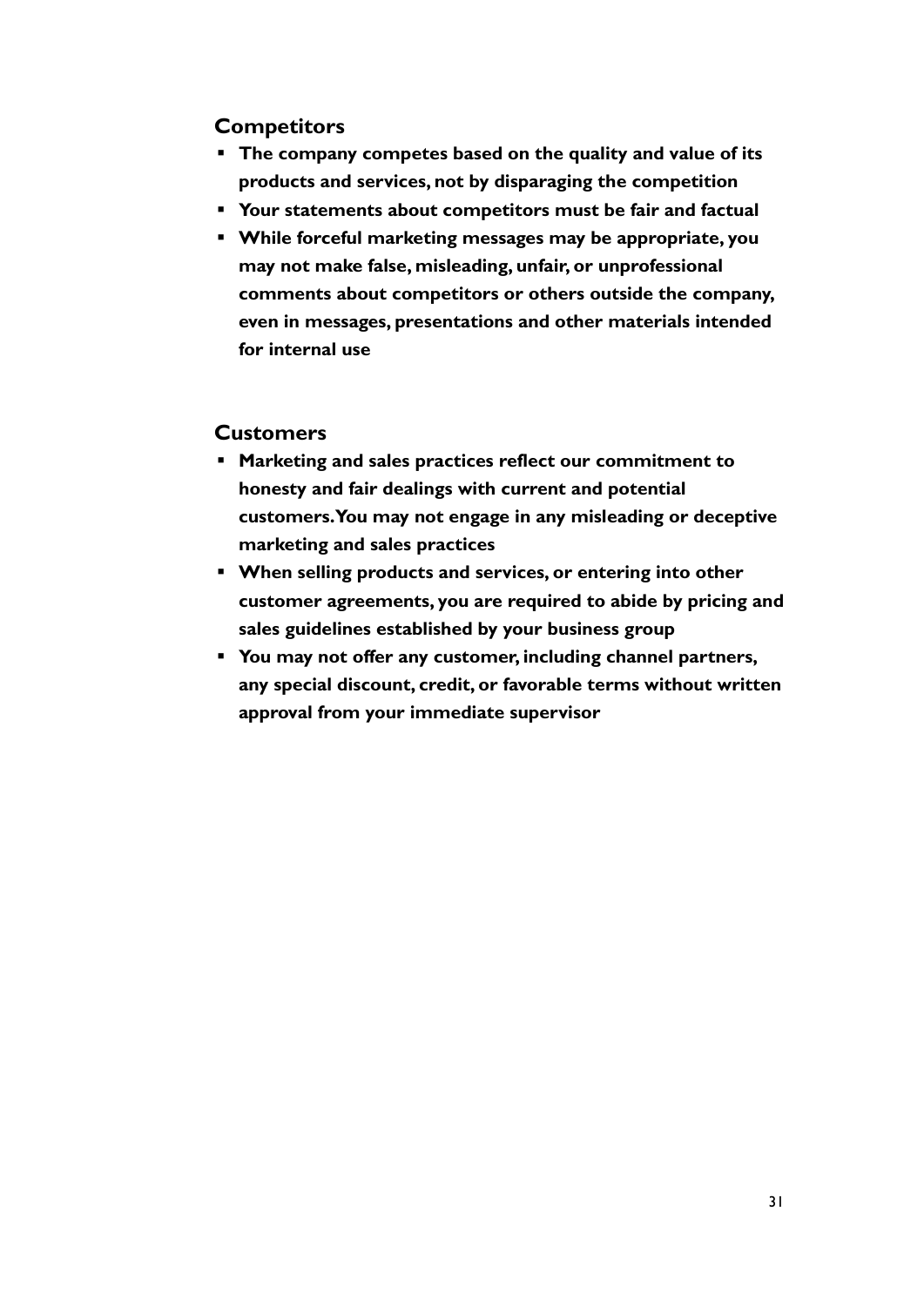## Competitors

- **The company competes based on the quality and value of its products and services, not by disparaging the competition**
- **Your statements about competitors must be fair and factual**
- **While forceful marketing messages may be appropriate, you may not make false, misleading, unfair, or unprofessional comments about competitors or others outside the company, even in messages, presentations and other materials intended for internal use**

## Customers

- **Marketing and sales practices reflect our commitment to honesty and fair dealings with current and potential customers. You may not engage in any misleading or deceptive marketing and sales practices**
- **When selling products and services, or entering into other customer agreements, you are required to abide by pricing and sales guidelines established by your business group**
- **You may not offer any customer, including channel partners, any special discount, credit, or favorable terms without written approval from your immediate supervisor**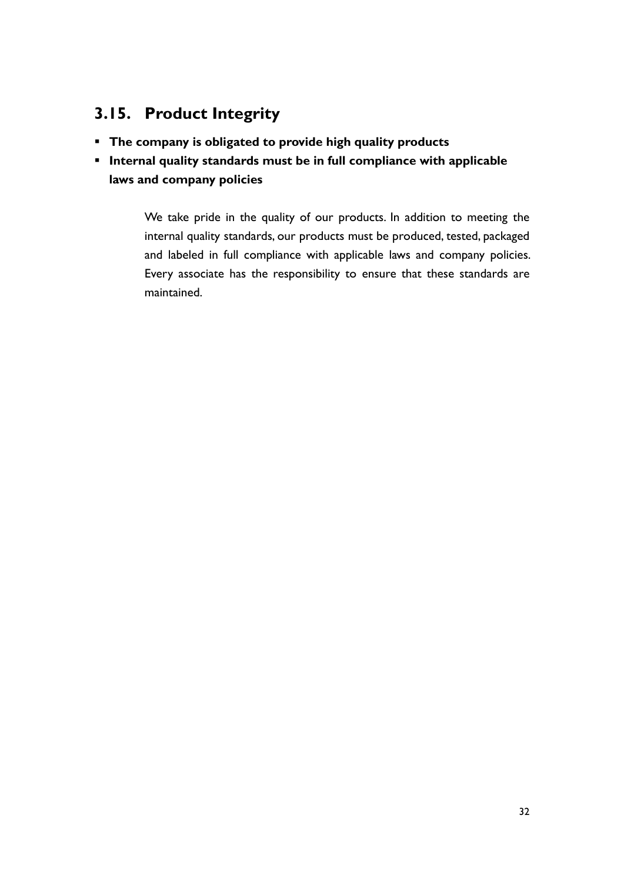## 3.15. Product Integrity

- **The company is obligated to provide high quality products**
- **Internal quality standards must be in full compliance with applicable laws and company policies**

We take pride in the quality of our products. In addition to meeting the internal quality standards, our products must be produced, tested, packaged and labeled in full compliance with applicable laws and company policies. Every associate has the responsibility to ensure that these standards are maintained.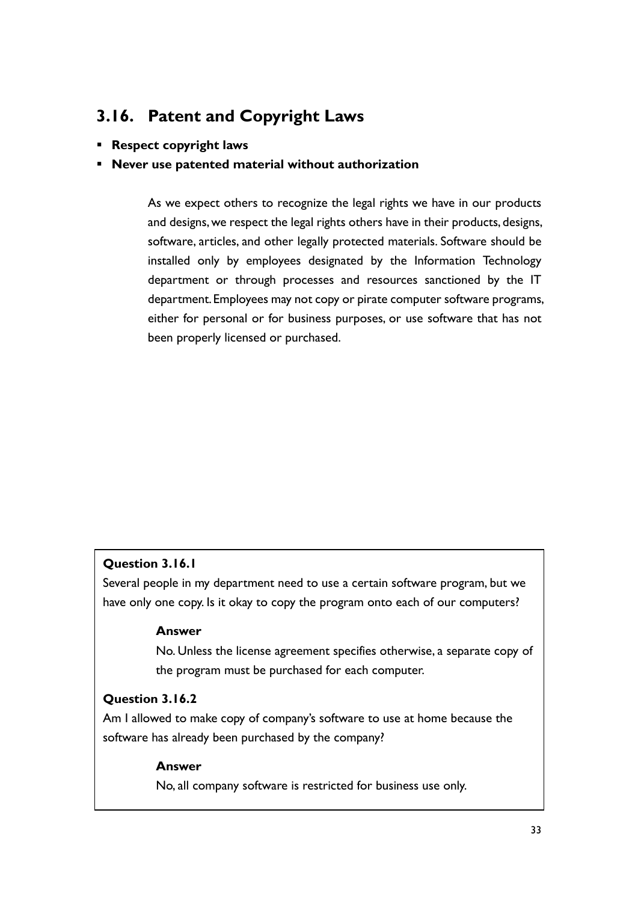## 3.16. Patent and Copyright Laws

- **Respect copyright laws**
- **Never use patented material without authorization**

As we expect others to recognize the legal rights we have in our products and designs, we respect the legal rights others have in their products, designs, software, articles, and other legally protected materials. Software should be installed only by employees designated by the Information Technology department or through processes and resources sanctioned by the IT department. Employees may not copy or pirate computer software programs, either for personal or for business purposes, or use software that has not been properly licensed or purchased.

**Question 3.16.1**

Several people in my department need to use a certain software program, but we have only one copy. Is it okay to copy the program onto each of our computers?

**Answer**

No. Unless the license agreement specifies otherwise, a separate copy of the program must be purchased for each computer.

**Question 3.16.2**

Am I allowed to make copy of company's software to use at home because the software has already been purchased by the company?

**Answer**

No, all company software is restricted for business use only.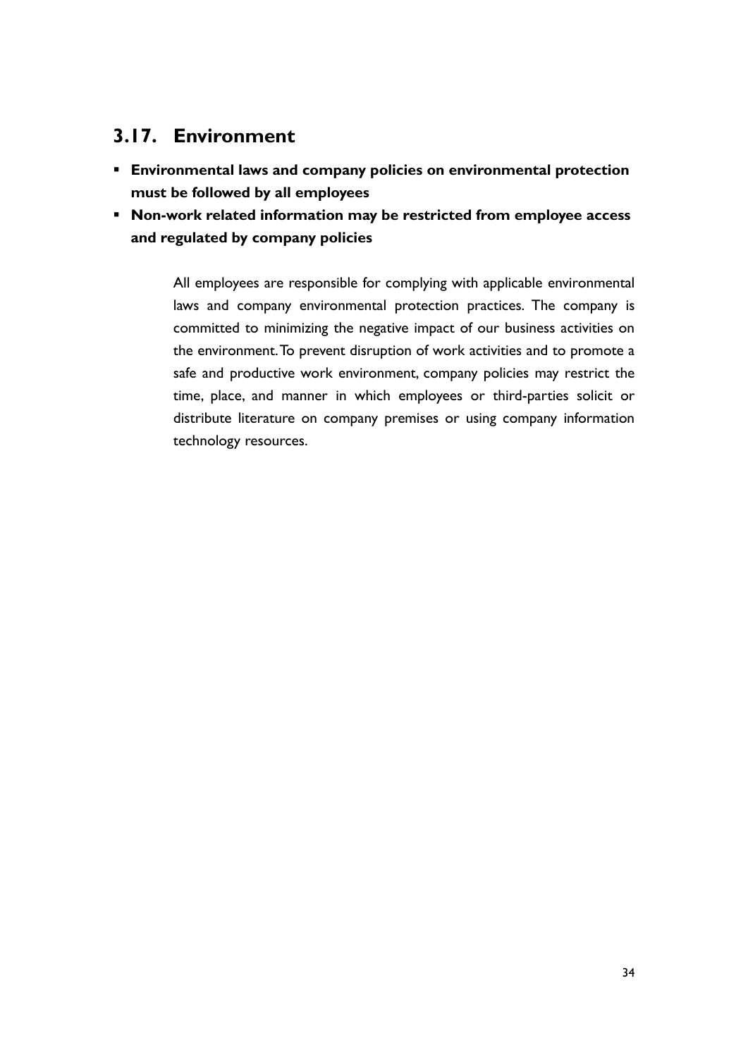## 3.17. Environment

- **Environmental laws and company policies on environmental protection must be followed by all employees**
- **Non-work related information may be restricted from employee access and regulated by company policies**

All employees are responsible for complying with applicable environmental laws and company environmental protection practices. The company is committed to minimizing the negative impact of our business activities on the environment. To prevent disruption of work activities and to promote a safe and productive work environment, company policies may restrict the time, place, and manner in which employees or third-parties solicit or distribute literature on company premises or using company information technology resources.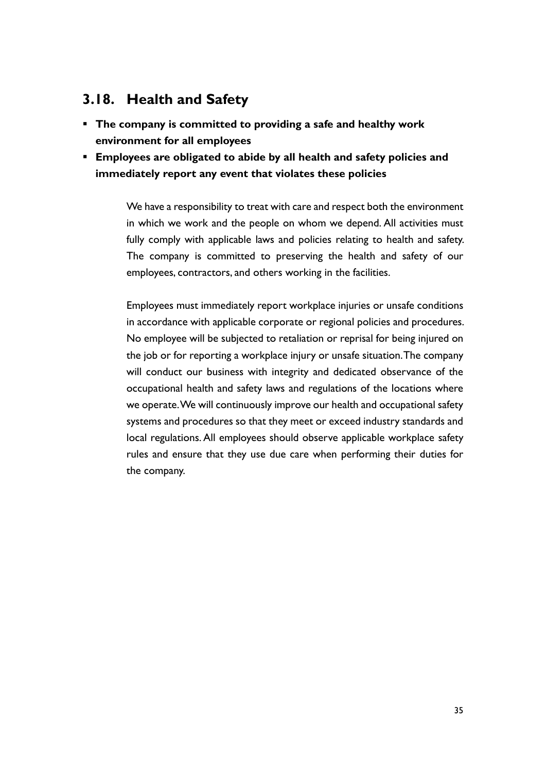## 3.18. Health and Safety

- **The company is committed to providing a safe and healthy work environment for all employees**
- **Employees are obligated to abide by all health and safety policies and immediately report any event that violates these policies**

We have a responsibility to treat with care and respect both the environment in which we work and the people on whom we depend. All activities must fully comply with applicable laws and policies relating to health and safety. The company is committed to preserving the health and safety of our employees, contractors, and others working in the facilities.

Employees must immediately report workplace injuries or unsafe conditions in accordance with applicable corporate or regional policies and procedures. No employee will be subjected to retaliation or reprisal for being injured on the job or for reporting a workplace injury or unsafe situation. The company will conduct our business with integrity and dedicated observance of the occupational health and safety laws and regulations of the locations where we operate. We will continuously improve our health and occupational safety systems and procedures so that they meet or exceed industry standards and local regulations. All employees should observe applicable workplace safety rules and ensure that they use due care when performing their duties for the company.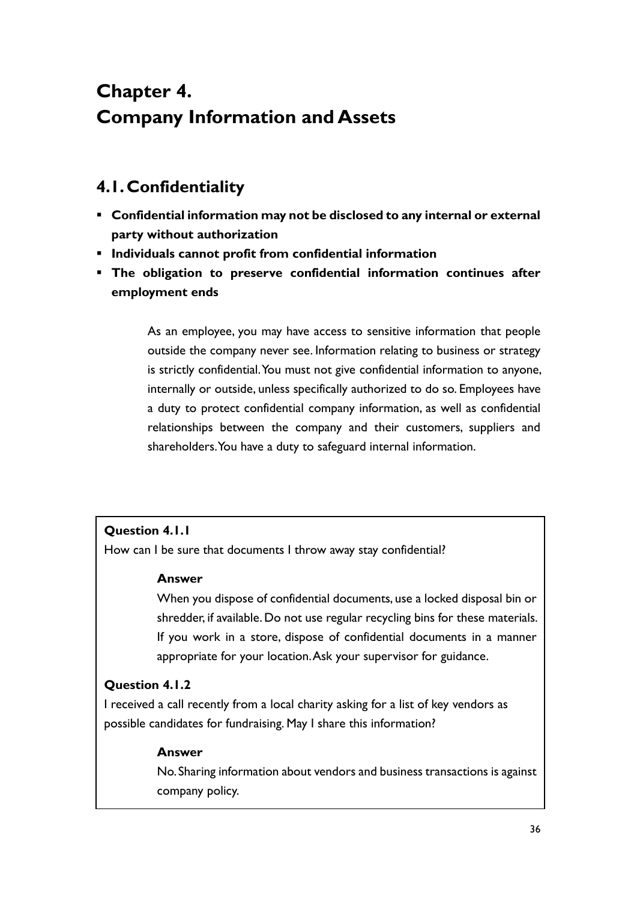# Chapter 4.
# Company Information and Assets

## 4.1. Confidentiality

- **Confidential information may not be disclosed to any internal or external party without authorization**
- **Individuals cannot profit from confidential information**
- **The obligation to preserve confidential information continues after employment ends**

As an employee, you may have access to sensitive information that people outside the company never see. Information relating to business or strategy is strictly confidential. You must not give confidential information to anyone, internally or outside, unless specifically authorized to do so. Employees have a duty to protect confidential company information, as well as confidential relationships between the company and their customers, suppliers and shareholders. You have a duty to safeguard internal information.

**Question 4.1.1**

How can I be sure that documents I throw away stay confidential?

**Answer**

When you dispose of confidential documents, use a locked disposal bin or shredder, if available. Do not use regular recycling bins for these materials. If you work in a store, dispose of confidential documents in a manner appropriate for your location. Ask your supervisor for guidance.

**Question 4.1.2**

I received a call recently from a local charity asking for a list of key vendors as possible candidates for fundraising. May I share this information?

**Answer**

No. Sharing information about vendors and business transactions is against company policy.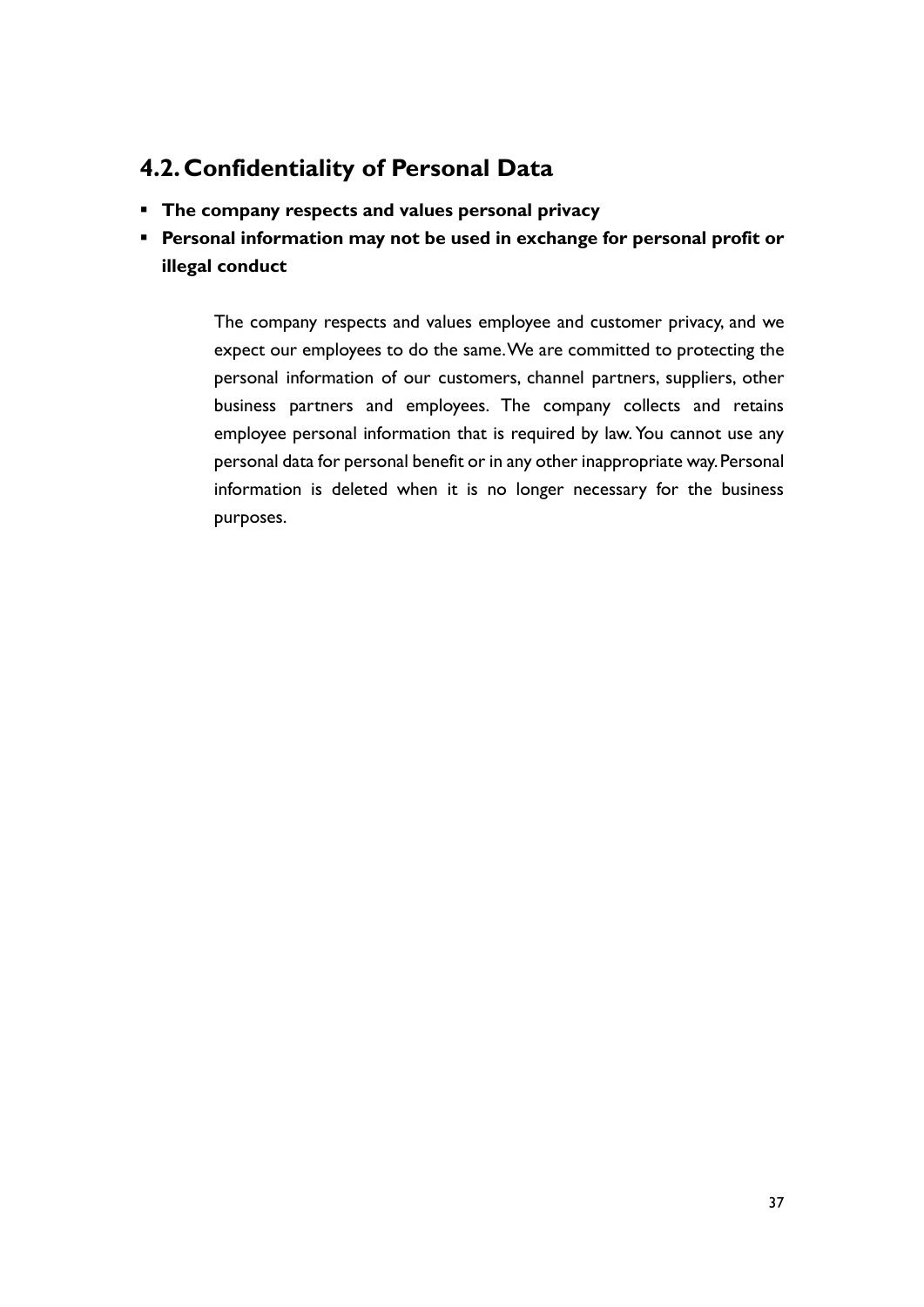## 4.2. Confidentiality of Personal Data

- **The company respects and values personal privacy**
- **Personal information may not be used in exchange for personal profit or illegal conduct**

The company respects and values employee and customer privacy, and we expect our employees to do the same. We are committed to protecting the personal information of our customers, channel partners, suppliers, other business partners and employees. The company collects and retains employee personal information that is required by law. You cannot use any personal data for personal benefit or in any other inappropriate way. Personal information is deleted when it is no longer necessary for the business purposes.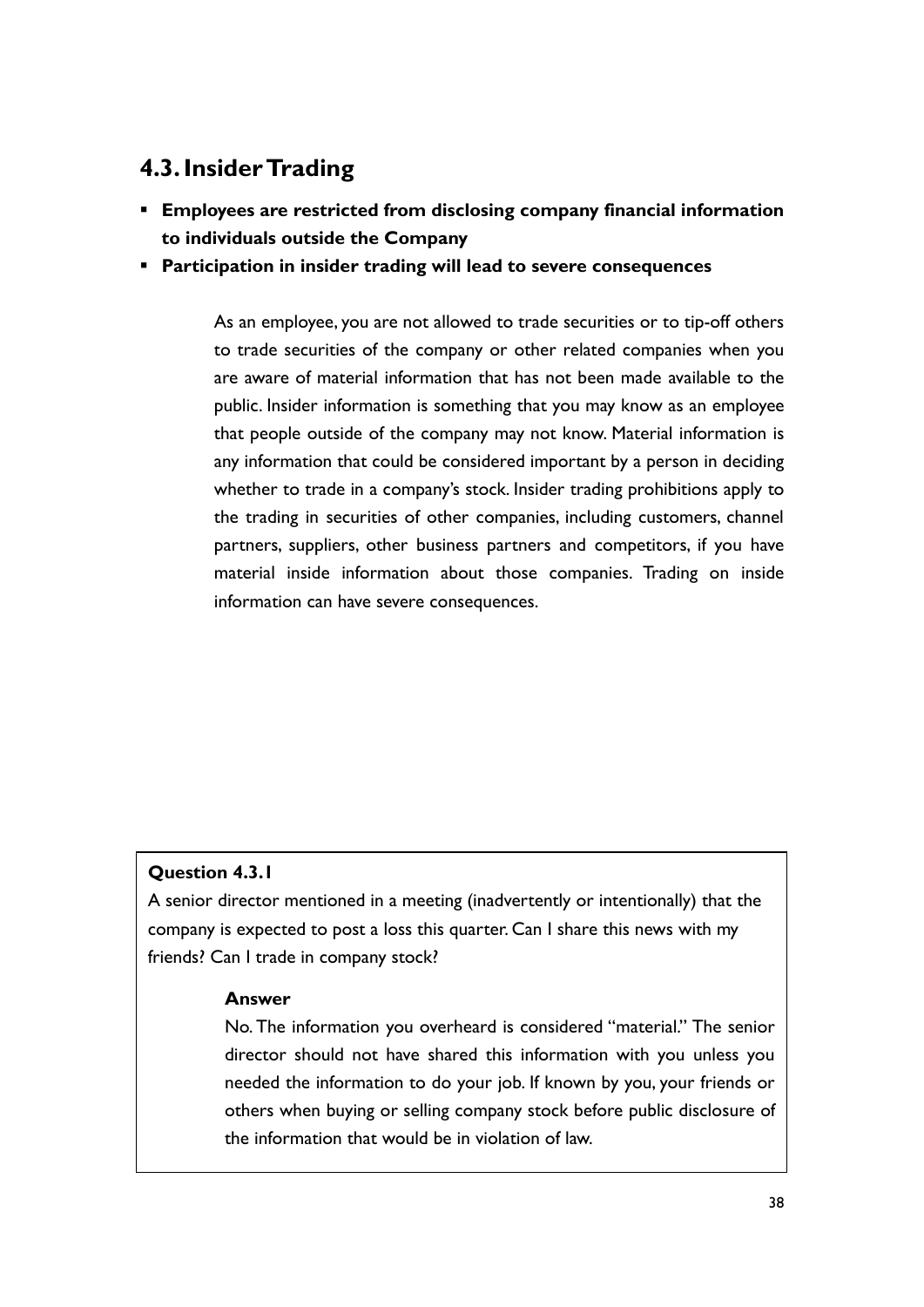## 4.3. Insider Trading

- **Employees are restricted from disclosing company financial information to individuals outside the Company**
- **Participation in insider trading will lead to severe consequences**

As an employee, you are not allowed to trade securities or to tip-off others to trade securities of the company or other related companies when you are aware of material information that has not been made available to the public. Insider information is something that you may know as an employee that people outside of the company may not know. Material information is any information that could be considered important by a person in deciding whether to trade in a company's stock. Insider trading prohibitions apply to the trading in securities of other companies, including customers, channel partners, suppliers, other business partners and competitors, if you have material inside information about those companies. Trading on inside information can have severe consequences.

**Question 4.3.1**

A senior director mentioned in a meeting (inadvertently or intentionally) that the company is expected to post a loss this quarter. Can I share this news with my friends? Can I trade in company stock?

**Answer**

No. The information you overheard is considered "material." The senior director should not have shared this information with you unless you needed the information to do your job. If known by you, your friends or others when buying or selling company stock before public disclosure of the information that would be in violation of law.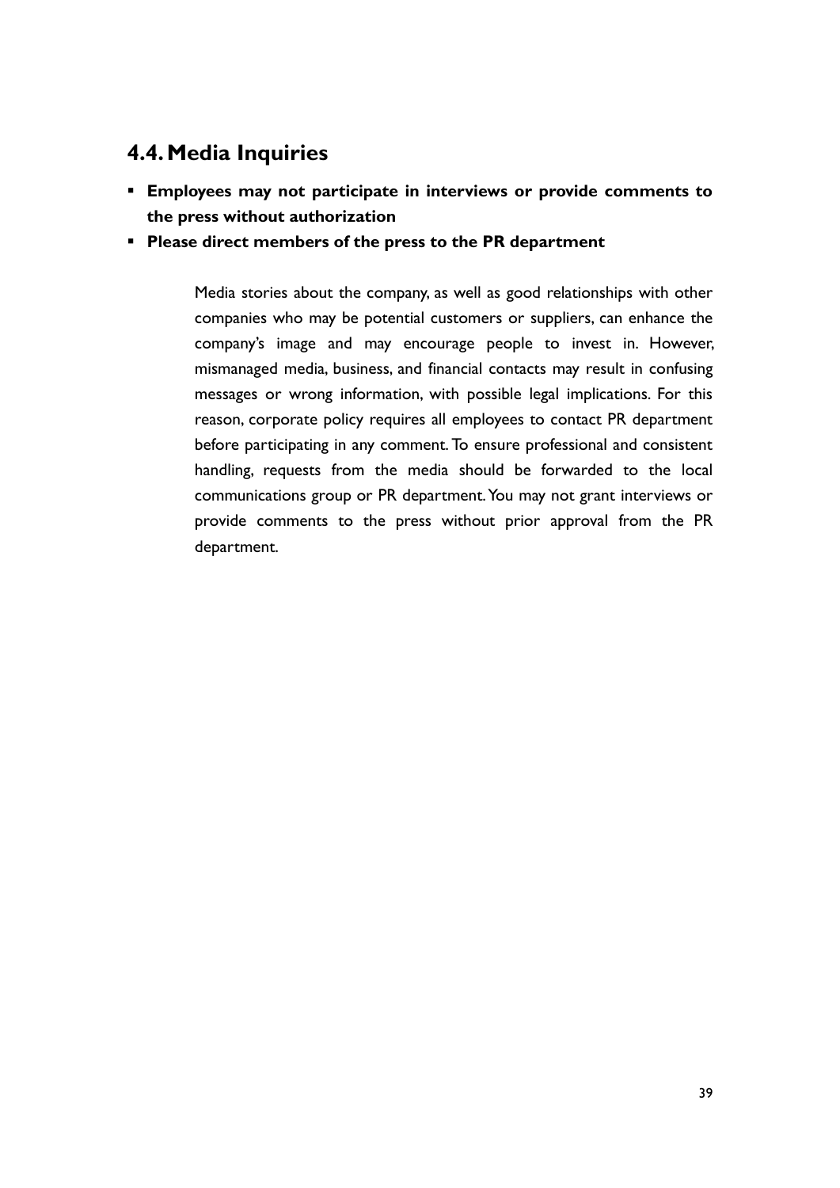## 4.4. Media Inquiries

- **Employees may not participate in interviews or provide comments to the press without authorization**
- **Please direct members of the press to the PR department**

Media stories about the company, as well as good relationships with other companies who may be potential customers or suppliers, can enhance the company's image and may encourage people to invest in. However, mismanaged media, business, and financial contacts may result in confusing messages or wrong information, with possible legal implications. For this reason, corporate policy requires all employees to contact PR department before participating in any comment. To ensure professional and consistent handling, requests from the media should be forwarded to the local communications group or PR department. You may not grant interviews or provide comments to the press without prior approval from the PR department.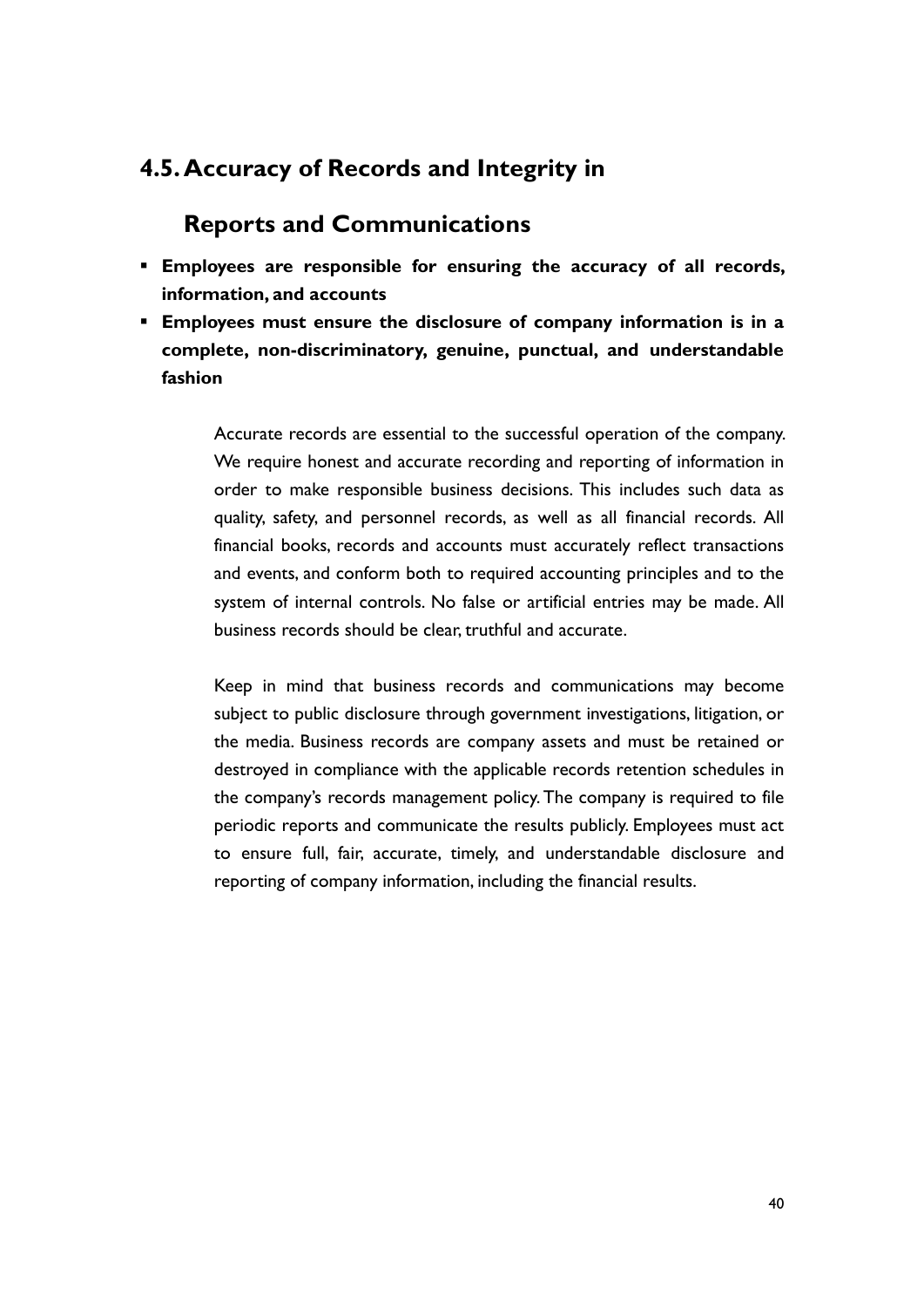## 4.5. Accuracy of Records and Integrity in Reports and Communications

- **Employees are responsible for ensuring the accuracy of all records, information, and accounts**
- **Employees must ensure the disclosure of company information is in a complete, non-discriminatory, genuine, punctual, and understandable fashion**

Accurate records are essential to the successful operation of the company. We require honest and accurate recording and reporting of information in order to make responsible business decisions. This includes such data as quality, safety, and personnel records, as well as all financial records. All financial books, records and accounts must accurately reflect transactions and events, and conform both to required accounting principles and to the system of internal controls. No false or artificial entries may be made. All business records should be clear, truthful and accurate.

Keep in mind that business records and communications may become subject to public disclosure through government investigations, litigation, or the media. Business records are company assets and must be retained or destroyed in compliance with the applicable records retention schedules in the company's records management policy. The company is required to file periodic reports and communicate the results publicly. Employees must act to ensure full, fair, accurate, timely, and understandable disclosure and reporting of company information, including the financial results.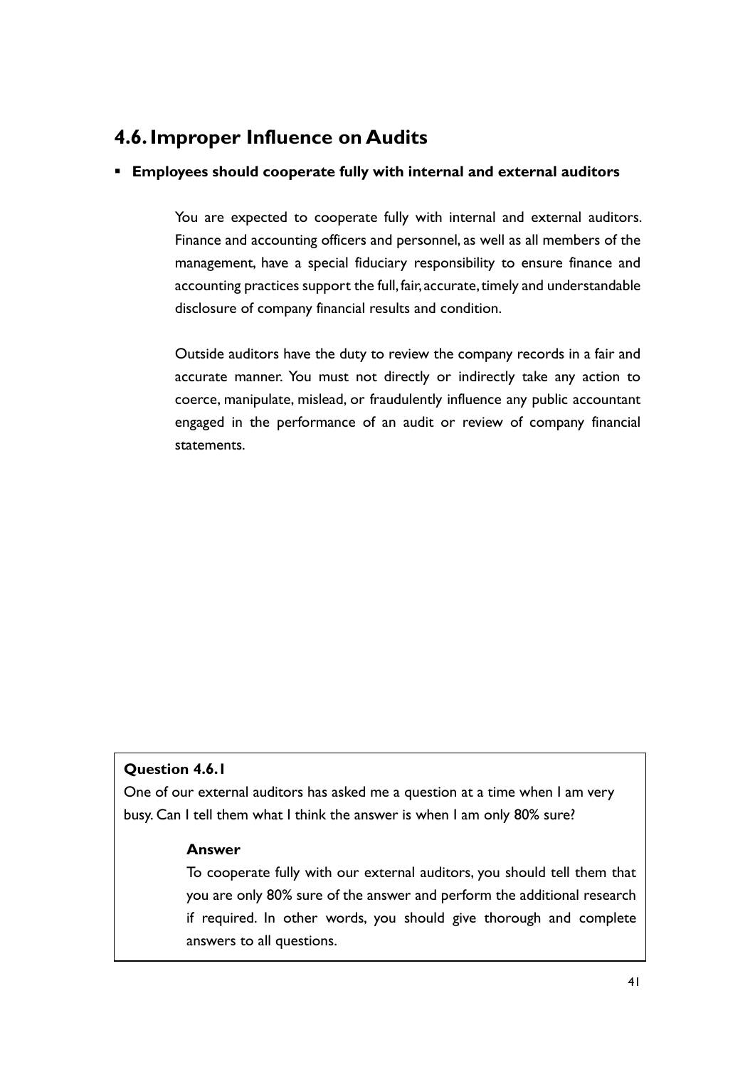## 4.6. Improper Influence on Audits

- **Employees should cooperate fully with internal and external auditors**

You are expected to cooperate fully with internal and external auditors. Finance and accounting officers and personnel, as well as all members of the management, have a special fiduciary responsibility to ensure finance and accounting practices support the full, fair, accurate, timely and understandable disclosure of company financial results and condition.

Outside auditors have the duty to review the company records in a fair and accurate manner. You must not directly or indirectly take any action to coerce, manipulate, mislead, or fraudulently influence any public accountant engaged in the performance of an audit or review of company financial statements.

**Question 4.6.1**

One of our external auditors has asked me a question at a time when I am very busy. Can I tell them what I think the answer is when I am only 80% sure?

**Answer**

To cooperate fully with our external auditors, you should tell them that you are only 80% sure of the answer and perform the additional research if required. In other words, you should give thorough and complete answers to all questions.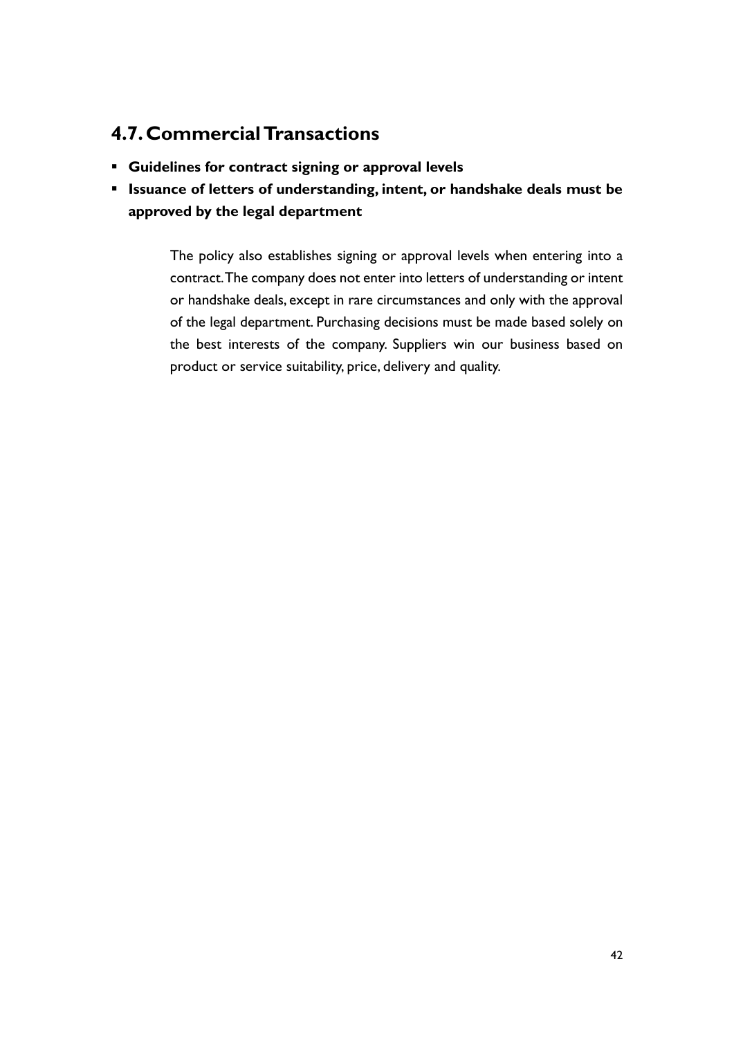## 4.7. Commercial Transactions

- **Guidelines for contract signing or approval levels**
- **Issuance of letters of understanding, intent, or handshake deals must be approved by the legal department**

The policy also establishes signing or approval levels when entering into a contract. The company does not enter into letters of understanding or intent or handshake deals, except in rare circumstances and only with the approval of the legal department. Purchasing decisions must be made based solely on the best interests of the company. Suppliers win our business based on product or service suitability, price, delivery and quality.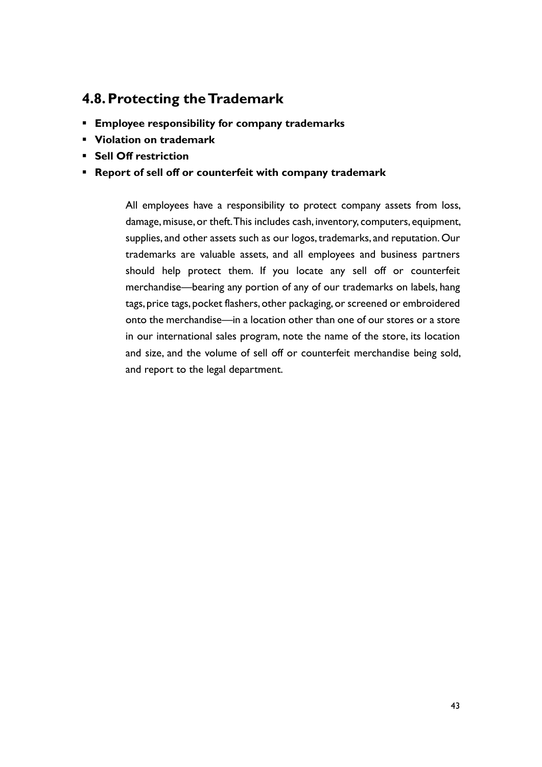## 4.8. Protecting the Trademark

- **Employee responsibility for company trademarks**
- **Violation on trademark**
- **Sell Off restriction**
- **Report of sell off or counterfeit with company trademark**

All employees have a responsibility to protect company assets from loss, damage, misuse, or theft. This includes cash, inventory, computers, equipment, supplies, and other assets such as our logos, trademarks, and reputation. Our trademarks are valuable assets, and all employees and business partners should help protect them. If you locate any sell off or counterfeit merchandise—bearing any portion of any of our trademarks on labels, hang tags, price tags, pocket flashers, other packaging, or screened or embroidered onto the merchandise—in a location other than one of our stores or a store in our international sales program, note the name of the store, its location and size, and the volume of sell off or counterfeit merchandise being sold, and report to the legal department.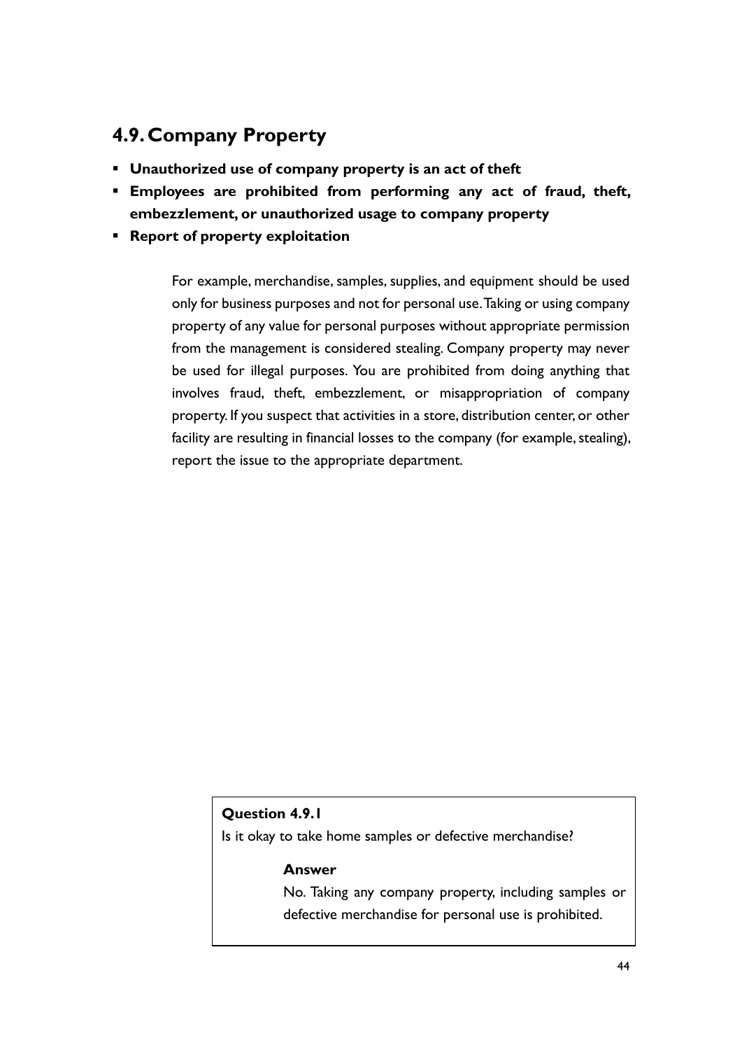## 4.9. Company Property

- **Unauthorized use of company property is an act of theft**
- **Employees are prohibited from performing any act of fraud, theft, embezzlement, or unauthorized usage to company property**
- **Report of property exploitation**

For example, merchandise, samples, supplies, and equipment should be used only for business purposes and not for personal use. Taking or using company property of any value for personal purposes without appropriate permission from the management is considered stealing. Company property may never be used for illegal purposes. You are prohibited from doing anything that involves fraud, theft, embezzlement, or misappropriation of company property. If you suspect that activities in a store, distribution center, or other facility are resulting in financial losses to the company (for example, stealing), report the issue to the appropriate department.

**Question 4.9.1**

Is it okay to take home samples or defective merchandise?

**Answer**

No. Taking any company property, including samples or defective merchandise for personal use is prohibited.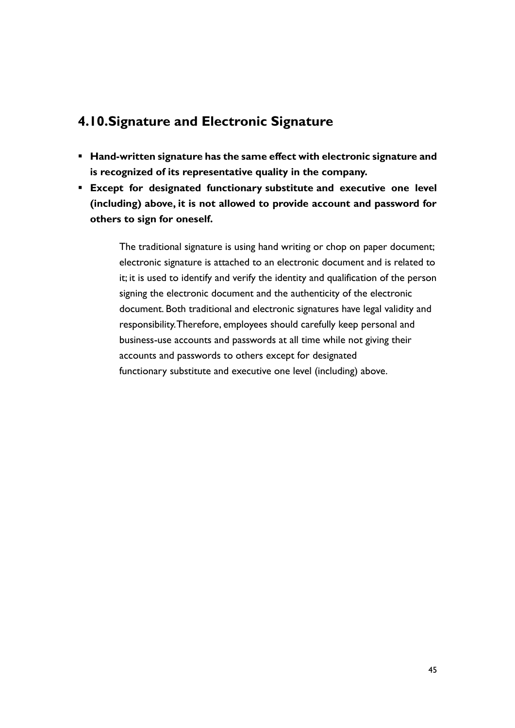## 4.10. Signature and Electronic Signature

- **Hand-written signature has the same effect with electronic signature and is recognized of its representative quality in the company.**
- **Except for designated functionary substitute and executive one level (including) above, it is not allowed to provide account and password for others to sign for oneself.**

The traditional signature is using hand writing or chop on paper document; electronic signature is attached to an electronic document and is related to it; it is used to identify and verify the identity and qualification of the person signing the electronic document and the authenticity of the electronic document. Both traditional and electronic signatures have legal validity and responsibility. Therefore, employees should carefully keep personal and business-use accounts and passwords at all time while not giving their accounts and passwords to others except for designated functionary substitute and executive one level (including) above.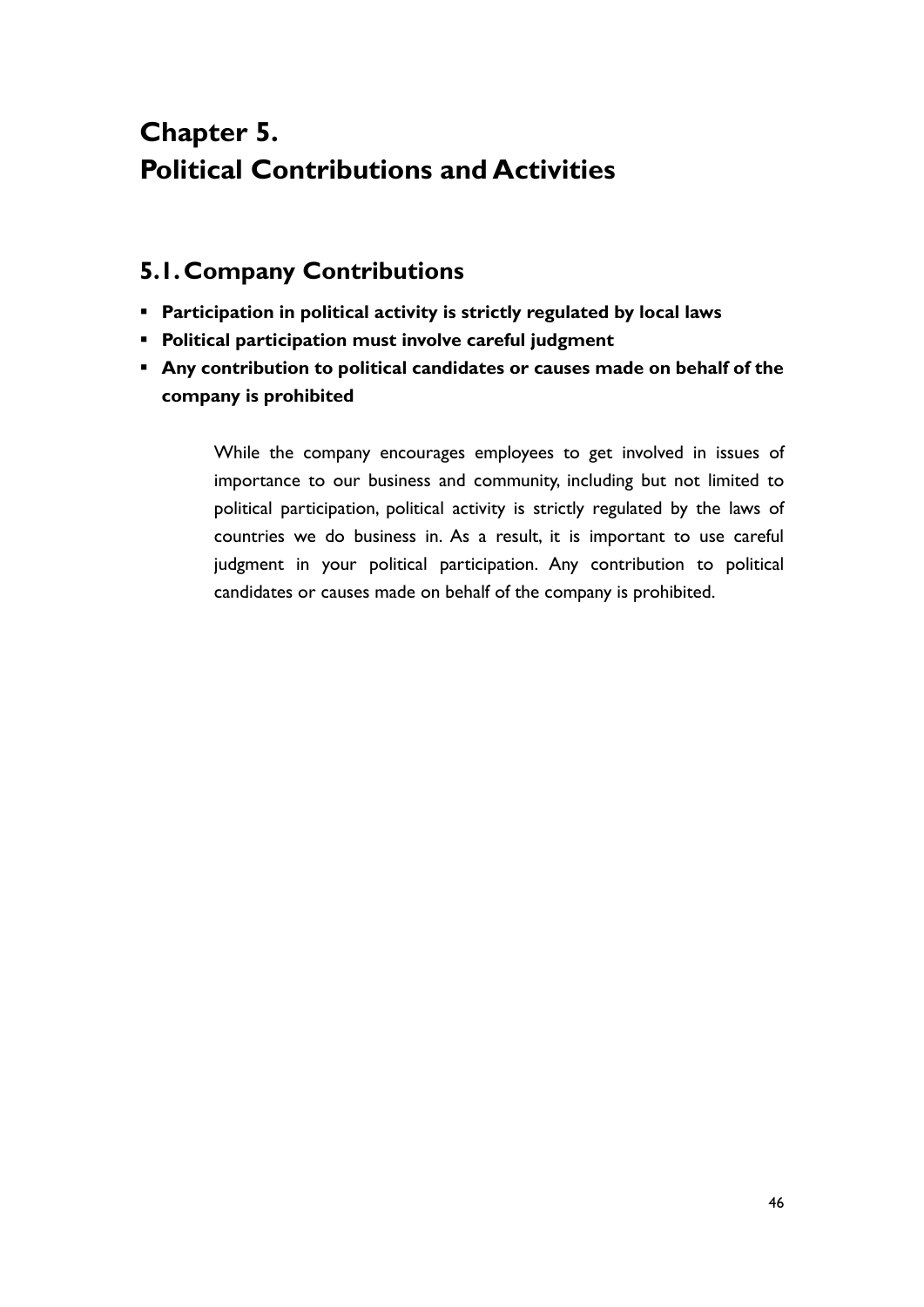# Chapter 5.
# Political Contributions and Activities

## 5.1. Company Contributions

- **Participation in political activity is strictly regulated by local laws**
- **Political participation must involve careful judgment**
- **Any contribution to political candidates or causes made on behalf of the company is prohibited**

While the company encourages employees to get involved in issues of importance to our business and community, including but not limited to political participation, political activity is strictly regulated by the laws of countries we do business in. As a result, it is important to use careful judgment in your political participation. Any contribution to political candidates or causes made on behalf of the company is prohibited.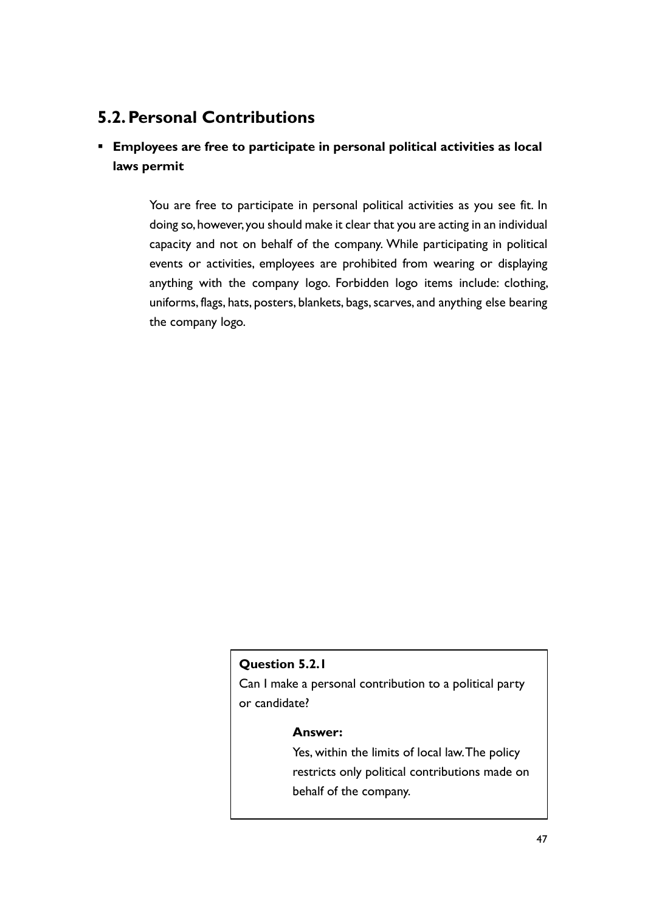## 5.2. Personal Contributions

- **Employees are free to participate in personal political activities as local laws permit**

You are free to participate in personal political activities as you see fit. In doing so, however, you should make it clear that you are acting in an individual capacity and not on behalf of the company. While participating in political events or activities, employees are prohibited from wearing or displaying anything with the company logo. Forbidden logo items include: clothing, uniforms, flags, hats, posters, blankets, bags, scarves, and anything else bearing the company logo.

**Question 5.2.1**

Can I make a personal contribution to a political party or candidate?

**Answer:**

Yes, within the limits of local law. The policy restricts only political contributions made on behalf of the company.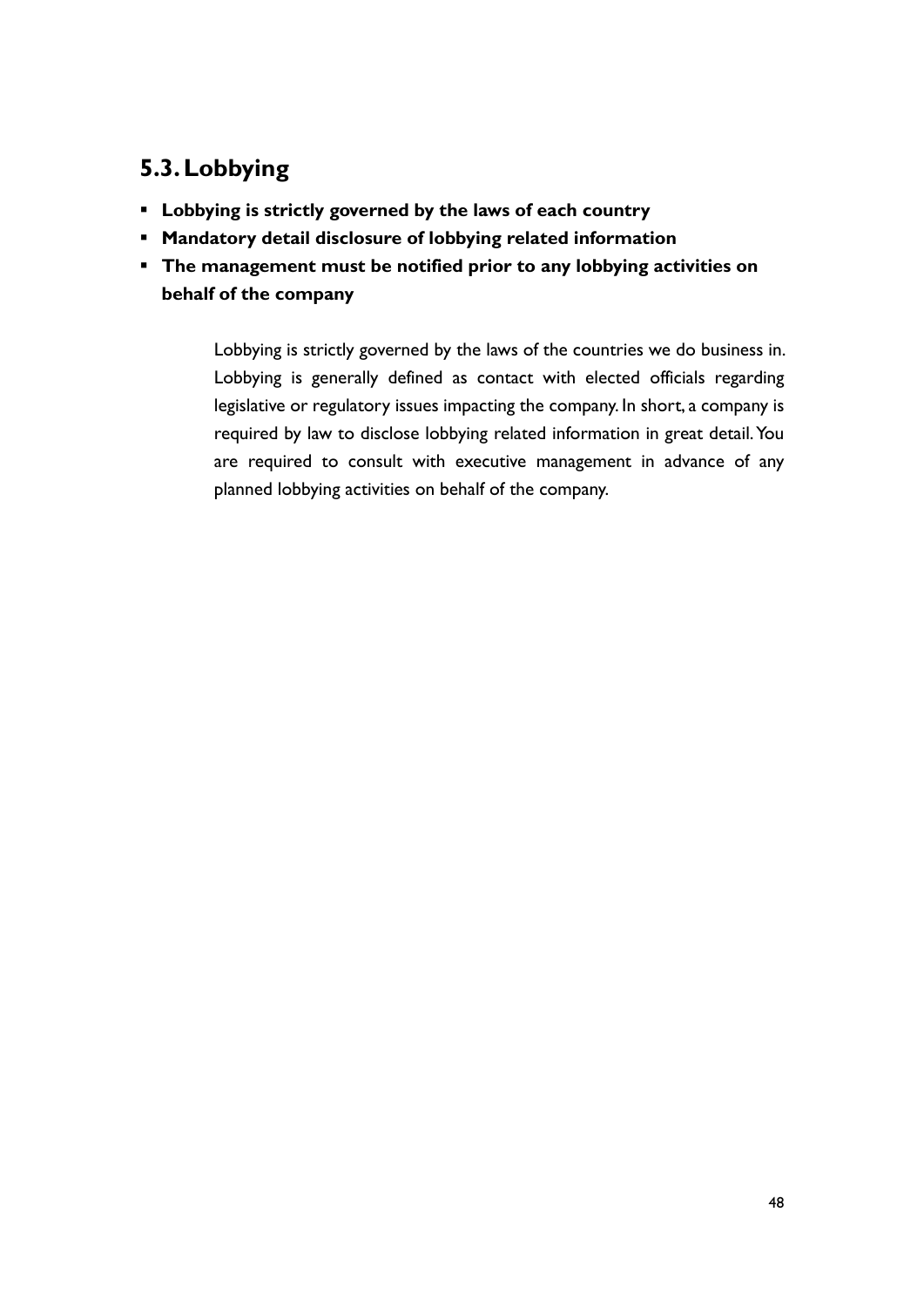## 5.3. Lobbying

- **Lobbying is strictly governed by the laws of each country**
- **Mandatory detail disclosure of lobbying related information**
- **The management must be notified prior to any lobbying activities on behalf of the company**

Lobbying is strictly governed by the laws of the countries we do business in. Lobbying is generally defined as contact with elected officials regarding legislative or regulatory issues impacting the company. In short, a company is required by law to disclose lobbying related information in great detail. You are required to consult with executive management in advance of any planned lobbying activities on behalf of the company.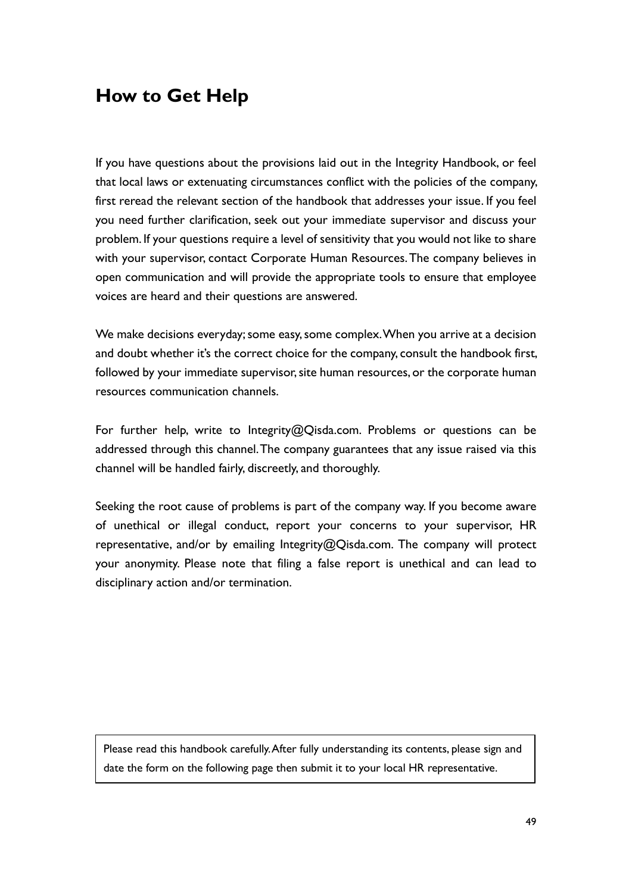## How to Get Help

If you have questions about the provisions laid out in the Integrity Handbook, or feel that local laws or extenuating circumstances conflict with the policies of the company, first reread the relevant section of the handbook that addresses your issue. If you feel you need further clarification, seek out your immediate supervisor and discuss your problem. If your questions require a level of sensitivity that you would not like to share with your supervisor, contact Corporate Human Resources. The company believes in open communication and will provide the appropriate tools to ensure that employee voices are heard and their questions are answered.

We make decisions everyday; some easy, some complex. When you arrive at a decision and doubt whether it's the correct choice for the company, consult the handbook first, followed by your immediate supervisor, site human resources, or the corporate human resources communication channels.

For further help, write to Integrity@Qisda.com. Problems or questions can be addressed through this channel. The company guarantees that any issue raised via this channel will be handled fairly, discreetly, and thoroughly.

Seeking the root cause of problems is part of the company way. If you become aware of unethical or illegal conduct, report your concerns to your supervisor, HR representative, and/or by emailing Integrity@Qisda.com. The company will protect your anonymity. Please note that filing a false report is unethical and can lead to disciplinary action and/or termination.

Please read this handbook carefully. After fully understanding its contents, please sign and date the form on the following page then submit it to your local HR representative.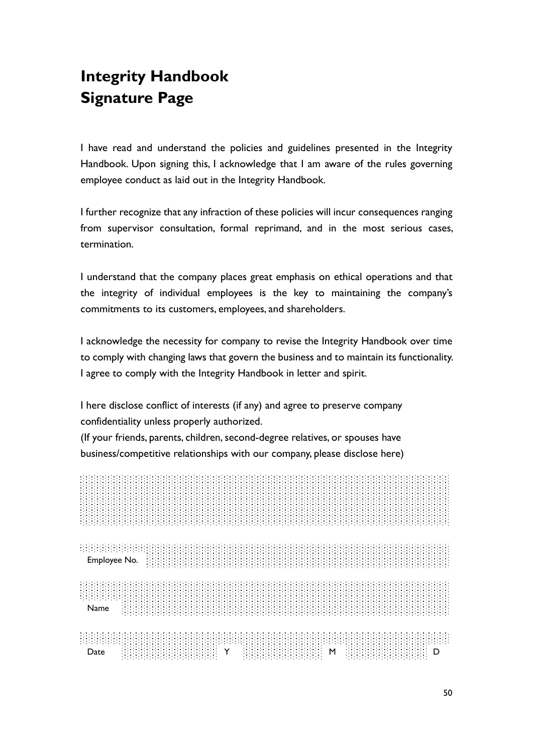# Integrity Handbook Signature Page

I have read and understand the policies and guidelines presented in the Integrity Handbook. Upon signing this, I acknowledge that I am aware of the rules governing employee conduct as laid out in the Integrity Handbook.

I further recognize that any infraction of these policies will incur consequences ranging from supervisor consultation, formal reprimand, and in the most serious cases, termination.

I understand that the company places great emphasis on ethical operations and that the integrity of individual employees is the key to maintaining the company's commitments to its customers, employees, and shareholders.

I acknowledge the necessity for company to revise the Integrity Handbook over time to comply with changing laws that govern the business and to maintain its functionality. I agree to comply with the Integrity Handbook in letter and spirit.

I here disclose conflict of interests (if any) and agree to preserve company confidentiality unless properly authorized.
(If your friends, parents, children, second-degree relatives, or spouses have business/competitive relationships with our company, please disclose here)

Employee No.

Name

Date Y M D